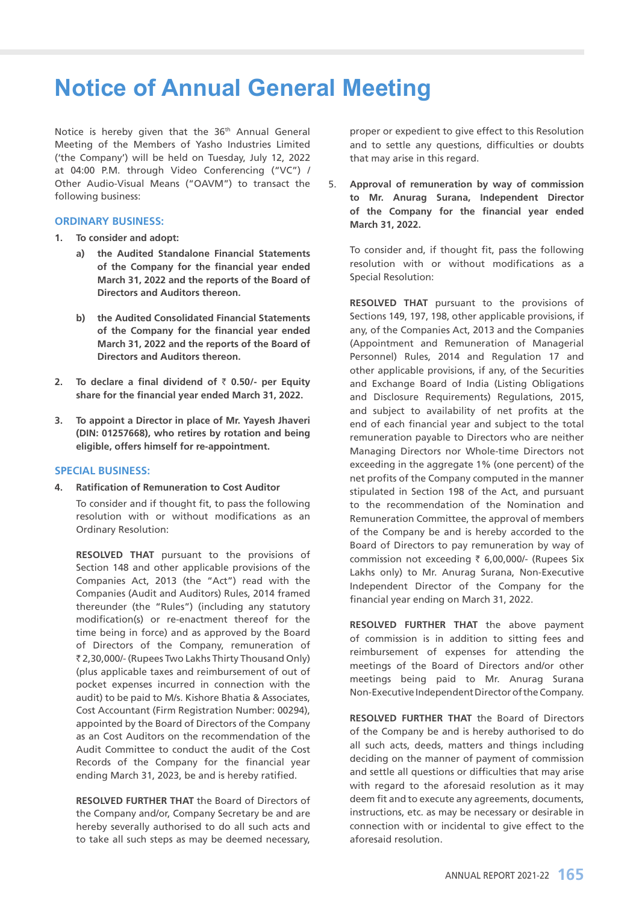# Notice of Annual General Meeting

Notice is hereby given that the 36th Annual General Meeting of the Members of Yasho Industries Limited ('the Company') will be held on Tuesday, July 12, 2022 at 04:00 P.M. through Video Conferencing ("VC") / Other Audio-Visual Means ("OAVM") to transact the following business:

## ORDINARY BUSINESS:

1. **To consider and adopt:**

   a) **the Audited Standalone Financial Statements of the Company for the financial year ended March 31, 2022 and the reports of the Board of Directors and Auditors thereon.**

   b) **the Audited Consolidated Financial Statements of the Company for the financial year ended March 31, 2022 and the reports of the Board of Directors and Auditors thereon.**

2. **To declare a final dividend of ₹ 0.50/- per Equity share for the financial year ended March 31, 2022.**

3. **To appoint a Director in place of Mr. Yayesh Jhaveri (DIN: 01257668), who retires by rotation and being eligible, offers himself for re-appointment.**

## SPECIAL BUSINESS:

4. **Ratification of Remuneration to Cost Auditor**

   To consider and if thought fit, to pass the following resolution with or without modifications as an Ordinary Resolution:

   **RESOLVED THAT** pursuant to the provisions of Section 148 and other applicable provisions of the Companies Act, 2013 (the "Act") read with the Companies (Audit and Auditors) Rules, 2014 framed thereunder (the "Rules") (including any statutory modification(s) or re-enactment thereof for the time being in force) and as approved by the Board of Directors of the Company, remuneration of ₹ 2,30,000/- (Rupees Two Lakhs Thirty Thousand Only) (plus applicable taxes and reimbursement of out of pocket expenses incurred in connection with the audit) to be paid to M/s. Kishore Bhatia & Associates, Cost Accountant (Firm Registration Number: 00294), appointed by the Board of Directors of the Company as an Cost Auditors on the recommendation of the Audit Committee to conduct the audit of the Cost Records of the Company for the financial year ending March 31, 2023, be and is hereby ratified.

   **RESOLVED FURTHER THAT** the Board of Directors of the Company and/or, Company Secretary be and are hereby severally authorised to do all such acts and to take all such steps as may be deemed necessary, proper or expedient to give effect to this Resolution and to settle any questions, difficulties or doubts that may arise in this regard.

5. **Approval of remuneration by way of commission to Mr. Anurag Surana, Independent Director of the Company for the financial year ended March 31, 2022.**

   To consider and, if thought fit, pass the following resolution with or without modifications as a Special Resolution:

   **RESOLVED THAT** pursuant to the provisions of Sections 149, 197, 198, other applicable provisions, if any, of the Companies Act, 2013 and the Companies (Appointment and Remuneration of Managerial Personnel) Rules, 2014 and Regulation 17 and other applicable provisions, if any, of the Securities and Exchange Board of India (Listing Obligations and Disclosure Requirements) Regulations, 2015, and subject to availability of net profits at the end of each financial year and subject to the total remuneration payable to Directors who are neither Managing Directors nor Whole-time Directors not exceeding in the aggregate 1% (one percent) of the net profits of the Company computed in the manner stipulated in Section 198 of the Act, and pursuant to the recommendation of the Nomination and Remuneration Committee, the approval of members of the Company be and is hereby accorded to the Board of Directors to pay remuneration by way of commission not exceeding ₹ 6,00,000/- (Rupees Six Lakhs only) to Mr. Anurag Surana, Non-Executive Independent Director of the Company for the financial year ending on March 31, 2022.

   **RESOLVED FURTHER THAT** the above payment of commission is in addition to sitting fees and reimbursement of expenses for attending the meetings of the Board of Directors and/or other meetings being paid to Mr. Anurag Surana Non-Executive Independent Director of the Company.

   **RESOLVED FURTHER THAT** the Board of Directors of the Company be and is hereby authorised to do all such acts, deeds, matters and things including deciding on the manner of payment of commission and settle all questions or difficulties that may arise with regard to the aforesaid resolution as it may deem fit and to execute any agreements, documents, instructions, etc. as may be necessary or desirable in connection with or incidental to give effect to the aforesaid resolution.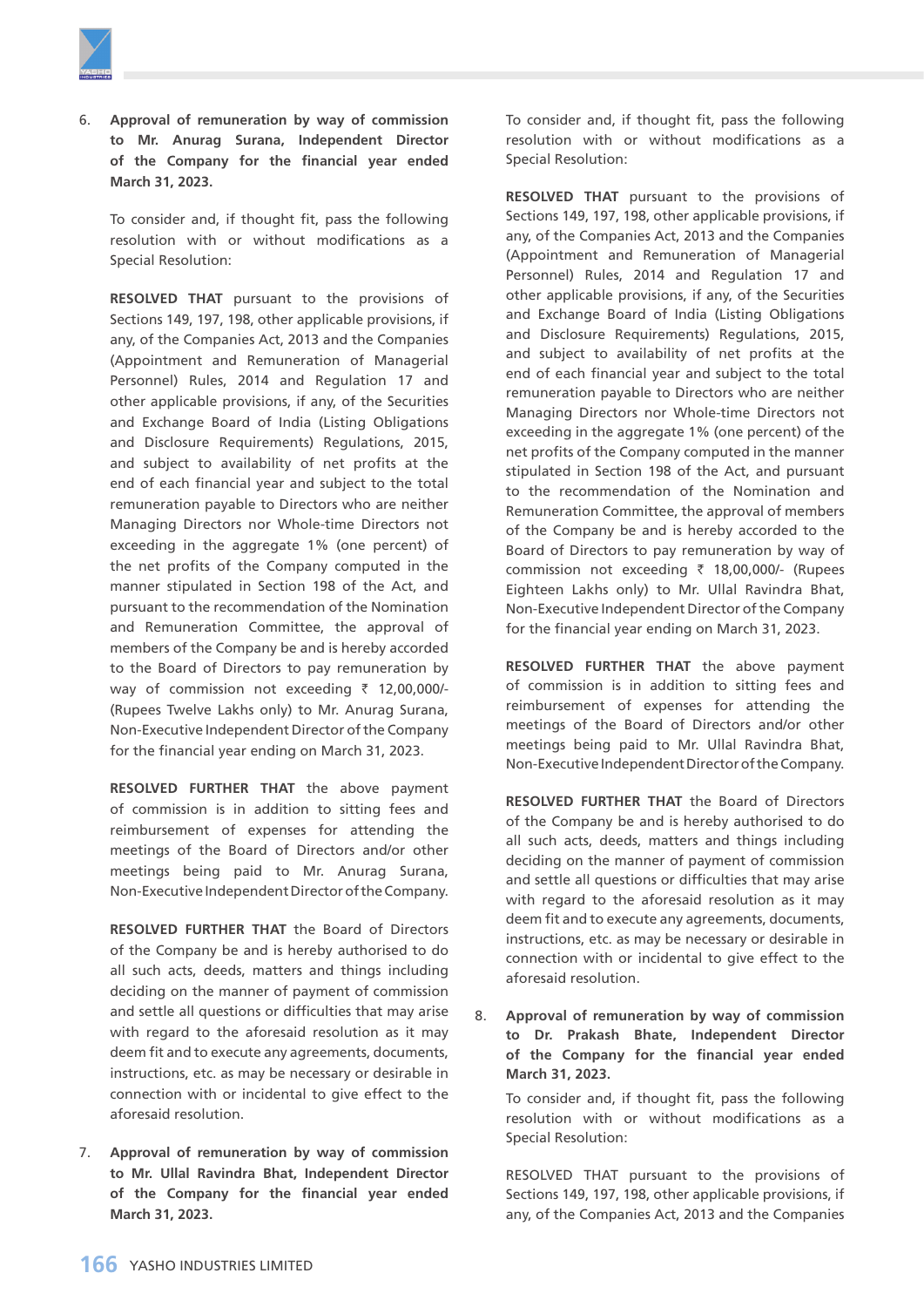6. **Approval of remuneration by way of commission to Mr. Anurag Surana, Independent Director of the Company for the financial year ended March 31, 2023.**

   To consider and, if thought fit, pass the following resolution with or without modifications as a Special Resolution:

   **RESOLVED THAT** pursuant to the provisions of Sections 149, 197, 198, other applicable provisions, if any, of the Companies Act, 2013 and the Companies (Appointment and Remuneration of Managerial Personnel) Rules, 2014 and Regulation 17 and other applicable provisions, if any, of the Securities and Exchange Board of India (Listing Obligations and Disclosure Requirements) Regulations, 2015, and subject to availability of net profits at the end of each financial year and subject to the total remuneration payable to Directors who are neither Managing Directors nor Whole-time Directors not exceeding in the aggregate 1% (one percent) of the net profits of the Company computed in the manner stipulated in Section 198 of the Act, and pursuant to the recommendation of the Nomination and Remuneration Committee, the approval of members of the Company be and is hereby accorded to the Board of Directors to pay remuneration by way of commission not exceeding ₹ 12,00,000/- (Rupees Twelve Lakhs only) to Mr. Anurag Surana, Non-Executive Independent Director of the Company for the financial year ending on March 31, 2023.

   **RESOLVED FURTHER THAT** the above payment of commission is in addition to sitting fees and reimbursement of expenses for attending the meetings of the Board of Directors and/or other meetings being paid to Mr. Anurag Surana, Non-Executive Independent Director of the Company.

   **RESOLVED FURTHER THAT** the Board of Directors of the Company be and is hereby authorised to do all such acts, deeds, matters and things including deciding on the manner of payment of commission and settle all questions or difficulties that may arise with regard to the aforesaid resolution as it may deem fit and to execute any agreements, documents, instructions, etc. as may be necessary or desirable in connection with or incidental to give effect to the aforesaid resolution.

7. **Approval of remuneration by way of commission to Mr. Ullal Ravindra Bhat, Independent Director of the Company for the financial year ended March 31, 2023.**

   To consider and, if thought fit, pass the following resolution with or without modifications as a Special Resolution:

   **RESOLVED THAT** pursuant to the provisions of Sections 149, 197, 198, other applicable provisions, if any, of the Companies Act, 2013 and the Companies (Appointment and Remuneration of Managerial Personnel) Rules, 2014 and Regulation 17 and other applicable provisions, if any, of the Securities and Exchange Board of India (Listing Obligations and Disclosure Requirements) Regulations, 2015, and subject to availability of net profits at the end of each financial year and subject to the total remuneration payable to Directors who are neither Managing Directors nor Whole-time Directors not exceeding in the aggregate 1% (one percent) of the net profits of the Company computed in the manner stipulated in Section 198 of the Act, and pursuant to the recommendation of the Nomination and Remuneration Committee, the approval of members of the Company be and is hereby accorded to the Board of Directors to pay remuneration by way of commission not exceeding ₹ 18,00,000/- (Rupees Eighteen Lakhs only) to Mr. Ullal Ravindra Bhat, Non-Executive Independent Director of the Company for the financial year ending on March 31, 2023.

   **RESOLVED FURTHER THAT** the above payment of commission is in addition to sitting fees and reimbursement of expenses for attending the meetings of the Board of Directors and/or other meetings being paid to Mr. Ullal Ravindra Bhat, Non-Executive Independent Director of the Company.

   **RESOLVED FURTHER THAT** the Board of Directors of the Company be and is hereby authorised to do all such acts, deeds, matters and things including deciding on the manner of payment of commission and settle all questions or difficulties that may arise with regard to the aforesaid resolution as it may deem fit and to execute any agreements, documents, instructions, etc. as may be necessary or desirable in connection with or incidental to give effect to the aforesaid resolution.

8. **Approval of remuneration by way of commission to Dr. Prakash Bhate, Independent Director of the Company for the financial year ended March 31, 2023.**

   To consider and, if thought fit, pass the following resolution with or without modifications as a Special Resolution:

   RESOLVED THAT pursuant to the provisions of Sections 149, 197, 198, other applicable provisions, if any, of the Companies Act, 2013 and the Companies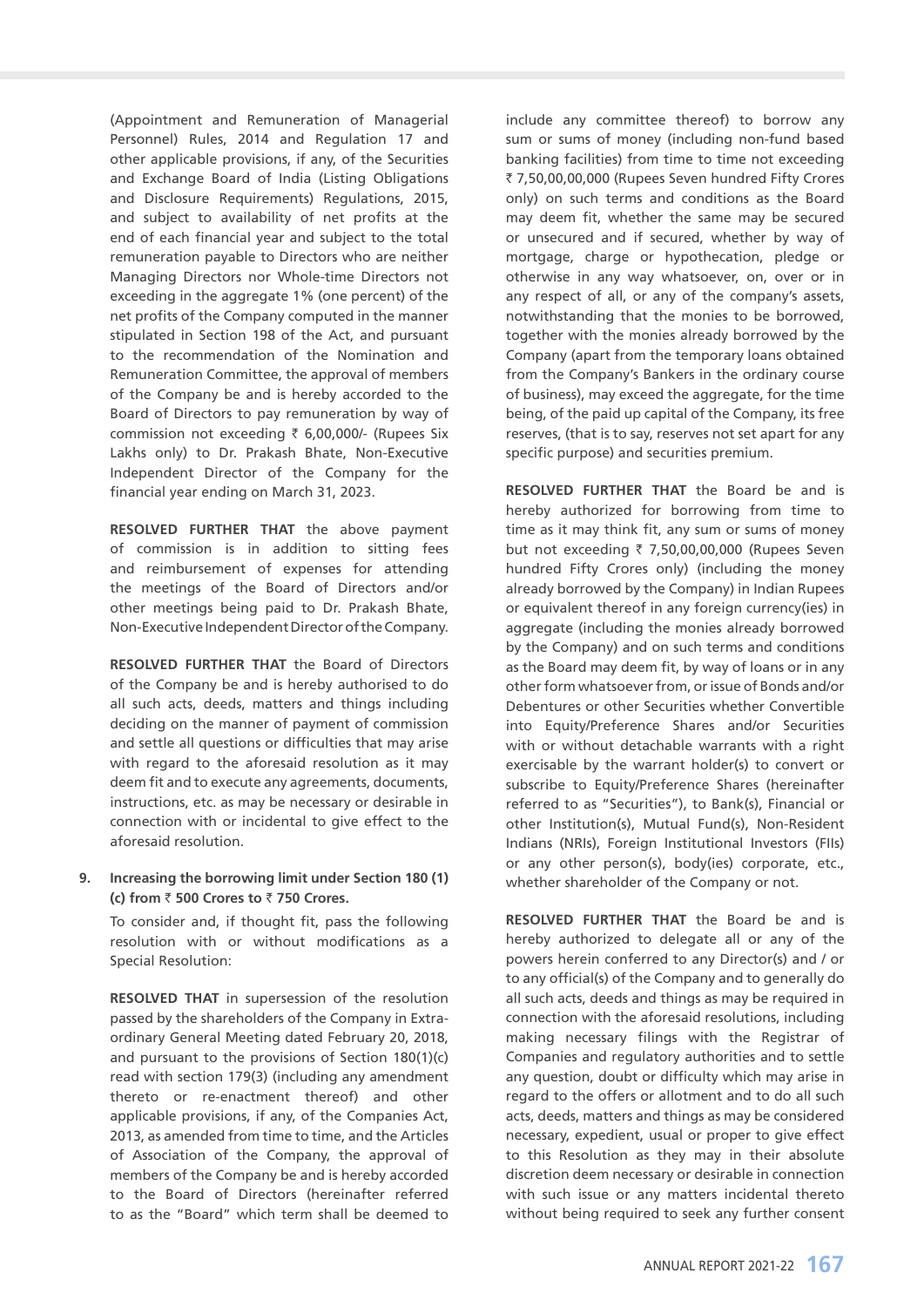(Appointment and Remuneration of Managerial Personnel) Rules, 2014 and Regulation 17 and other applicable provisions, if any, of the Securities and Exchange Board of India (Listing Obligations and Disclosure Requirements) Regulations, 2015, and subject to availability of net profits at the end of each financial year and subject to the total remuneration payable to Directors who are neither Managing Directors nor Whole-time Directors not exceeding in the aggregate 1% (one percent) of the net profits of the Company computed in the manner stipulated in Section 198 of the Act, and pursuant to the recommendation of the Nomination and Remuneration Committee, the approval of members of the Company be and is hereby accorded to the Board of Directors to pay remuneration by way of commission not exceeding ₹ 6,00,000/- (Rupees Six Lakhs only) to Dr. Prakash Bhate, Non-Executive Independent Director of the Company for the financial year ending on March 31, 2023.

**RESOLVED FURTHER THAT** the above payment of commission is in addition to sitting fees and reimbursement of expenses for attending the meetings of the Board of Directors and/or other meetings being paid to Dr. Prakash Bhate, Non-Executive Independent Director of the Company.

**RESOLVED FURTHER THAT** the Board of Directors of the Company be and is hereby authorised to do all such acts, deeds, matters and things including deciding on the manner of payment of commission and settle all questions or difficulties that may arise with regard to the aforesaid resolution as it may deem fit and to execute any agreements, documents, instructions, etc. as may be necessary or desirable in connection with or incidental to give effect to the aforesaid resolution.

9. **Increasing the borrowing limit under Section 180 (1) (c) from ₹ 500 Crores to ₹ 750 Crores.**

To consider and, if thought fit, pass the following resolution with or without modifications as a Special Resolution:

**RESOLVED THAT** in supersession of the resolution passed by the shareholders of the Company in Extra-ordinary General Meeting dated February 20, 2018, and pursuant to the provisions of Section 180(1)(c) read with section 179(3) (including any amendment thereto or re-enactment thereof) and other applicable provisions, if any, of the Companies Act, 2013, as amended from time to time, and the Articles of Association of the Company, the approval of members of the Company be and is hereby accorded to the Board of Directors (hereinafter referred to as the "Board" which term shall be deemed to include any committee thereof) to borrow any sum or sums of money (including non-fund based banking facilities) from time to time not exceeding ₹ 7,50,00,00,000 (Rupees Seven hundred Fifty Crores only) on such terms and conditions as the Board may deem fit, whether the same may be secured or unsecured and if secured, whether by way of mortgage, charge or hypothecation, pledge or otherwise in any way whatsoever, on, over or in any respect of all, or any of the company's assets, notwithstanding that the monies to be borrowed, together with the monies already borrowed by the Company (apart from the temporary loans obtained from the Company's Bankers in the ordinary course of business), may exceed the aggregate, for the time being, of the paid up capital of the Company, its free reserves, (that is to say, reserves not set apart for any specific purpose) and securities premium.

**RESOLVED FURTHER THAT** the Board be and is hereby authorized for borrowing from time to time as it may think fit, any sum or sums of money but not exceeding ₹ 7,50,00,00,000 (Rupees Seven hundred Fifty Crores only) (including the money already borrowed by the Company) in Indian Rupees or equivalent thereof in any foreign currency(ies) in aggregate (including the monies already borrowed by the Company) and on such terms and conditions as the Board may deem fit, by way of loans or in any other form whatsoever from, or issue of Bonds and/or Debentures or other Securities whether Convertible into Equity/Preference Shares and/or Securities with or without detachable warrants with a right exercisable by the warrant holder(s) to convert or subscribe to Equity/Preference Shares (hereinafter referred to as "Securities"), to Bank(s), Financial or other Institution(s), Mutual Fund(s), Non-Resident Indians (NRIs), Foreign Institutional Investors (FIIs) or any other person(s), body(ies) corporate, etc., whether shareholder of the Company or not.

**RESOLVED FURTHER THAT** the Board be and is hereby authorized to delegate all or any of the powers herein conferred to any Director(s) and / or to any official(s) of the Company and to generally do all such acts, deeds and things as may be required in connection with the aforesaid resolutions, including making necessary filings with the Registrar of Companies and regulatory authorities and to settle any question, doubt or difficulty which may arise in regard to the offers or allotment and to do all such acts, deeds, matters and things as may be considered necessary, expedient, usual or proper to give effect to this Resolution as they may in their absolute discretion deem necessary or desirable in connection with such issue or any matters incidental thereto without being required to seek any further consent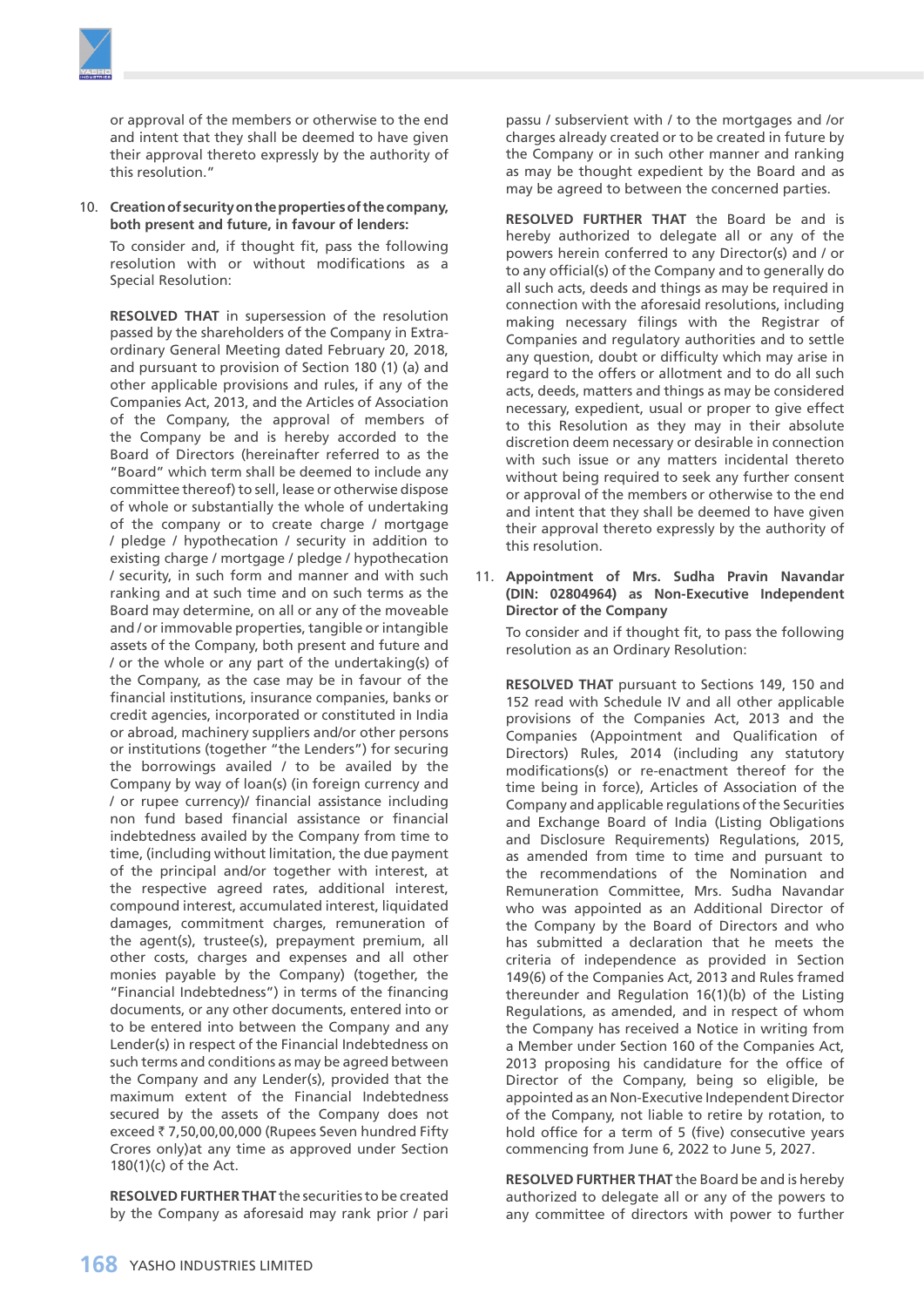or approval of the members or otherwise to the end and intent that they shall be deemed to have given their approval thereto expressly by the authority of this resolution."

10. **Creation of security on the properties of the company, both present and future, in favour of lenders:**

    To consider and, if thought fit, pass the following resolution with or without modifications as a Special Resolution:

    **RESOLVED THAT** in supersession of the resolution passed by the shareholders of the Company in Extra-ordinary General Meeting dated February 20, 2018, and pursuant to provision of Section 180 (1) (a) and other applicable provisions and rules, if any of the Companies Act, 2013, and the Articles of Association of the Company, the approval of members of the Company be and is hereby accorded to the Board of Directors (hereinafter referred to as the "Board" which term shall be deemed to include any committee thereof) to sell, lease or otherwise dispose of whole or substantially the whole of undertaking of the company or to create charge / mortgage / pledge / hypothecation / security in addition to existing charge / mortgage / pledge / hypothecation / security, in such form and manner and with such ranking and at such time and on such terms as the Board may determine, on all or any of the moveable and / or immovable properties, tangible or intangible assets of the Company, both present and future and / or the whole or any part of the undertaking(s) of the Company, as the case may be in favour of the financial institutions, insurance companies, banks or credit agencies, incorporated or constituted in India or abroad, machinery suppliers and/or other persons or institutions (together "the Lenders") for securing the borrowings availed / to be availed by the Company by way of loan(s) (in foreign currency and / or rupee currency)/ financial assistance including non fund based financial assistance or financial indebtedness availed by the Company from time to time, (including without limitation, the due payment of the principal and/or together with interest, at the respective agreed rates, additional interest, compound interest, accumulated interest, liquidated damages, commitment charges, remuneration of the agent(s), trustee(s), prepayment premium, all other costs, charges and expenses and all other monies payable by the Company) (together, the "Financial Indebtedness") in terms of the financing documents, or any other documents, entered into or to be entered into between the Company and any Lender(s) in respect of the Financial Indebtedness on such terms and conditions as may be agreed between the Company and any Lender(s), provided that the maximum extent of the Financial Indebtedness secured by the assets of the Company does not exceed ₹ 7,50,00,00,000 (Rupees Seven hundred Fifty Crores only)at any time as approved under Section 180(1)(c) of the Act.

    **RESOLVED FURTHER THAT** the securities to be created by the Company as aforesaid may rank prior / pari passu / subservient with / to the mortgages and /or charges already created or to be created in future by the Company or in such other manner and ranking as may be thought expedient by the Board and as may be agreed to between the concerned parties.

    **RESOLVED FURTHER THAT** the Board be and is hereby authorized to delegate all or any of the powers herein conferred to any Director(s) and / or to any official(s) of the Company and to generally do all such acts, deeds and things as may be required in connection with the aforesaid resolutions, including making necessary filings with the Registrar of Companies and regulatory authorities and to settle any question, doubt or difficulty which may arise in regard to the offers or allotment and to do all such acts, deeds, matters and things as may be considered necessary, expedient, usual or proper to give effect to this Resolution as they may in their absolute discretion deem necessary or desirable in connection with such issue or any matters incidental thereto without being required to seek any further consent or approval of the members or otherwise to the end and intent that they shall be deemed to have given their approval thereto expressly by the authority of this resolution.

11. **Appointment of Mrs. Sudha Pravin Navandar (DIN: 02804964) as Non-Executive Independent Director of the Company**

    To consider and if thought fit, to pass the following resolution as an Ordinary Resolution:

    **RESOLVED THAT** pursuant to Sections 149, 150 and 152 read with Schedule IV and all other applicable provisions of the Companies Act, 2013 and the Companies (Appointment and Qualification of Directors) Rules, 2014 (including any statutory modifications(s) or re-enactment thereof for the time being in force), Articles of Association of the Company and applicable regulations of the Securities and Exchange Board of India (Listing Obligations and Disclosure Requirements) Regulations, 2015, as amended from time to time and pursuant to the recommendations of the Nomination and Remuneration Committee, Mrs. Sudha Navandar who was appointed as an Additional Director of the Company by the Board of Directors and who has submitted a declaration that he meets the criteria of independence as provided in Section 149(6) of the Companies Act, 2013 and Rules framed thereunder and Regulation 16(1)(b) of the Listing Regulations, as amended, and in respect of whom the Company has received a Notice in writing from a Member under Section 160 of the Companies Act, 2013 proposing his candidature for the office of Director of the Company, being so eligible, be appointed as an Non-Executive Independent Director of the Company, not liable to retire by rotation, to hold office for a term of 5 (five) consecutive years commencing from June 6, 2022 to June 5, 2027.

    **RESOLVED FURTHER THAT** the Board be and is hereby authorized to delegate all or any of the powers to any committee of directors with power to further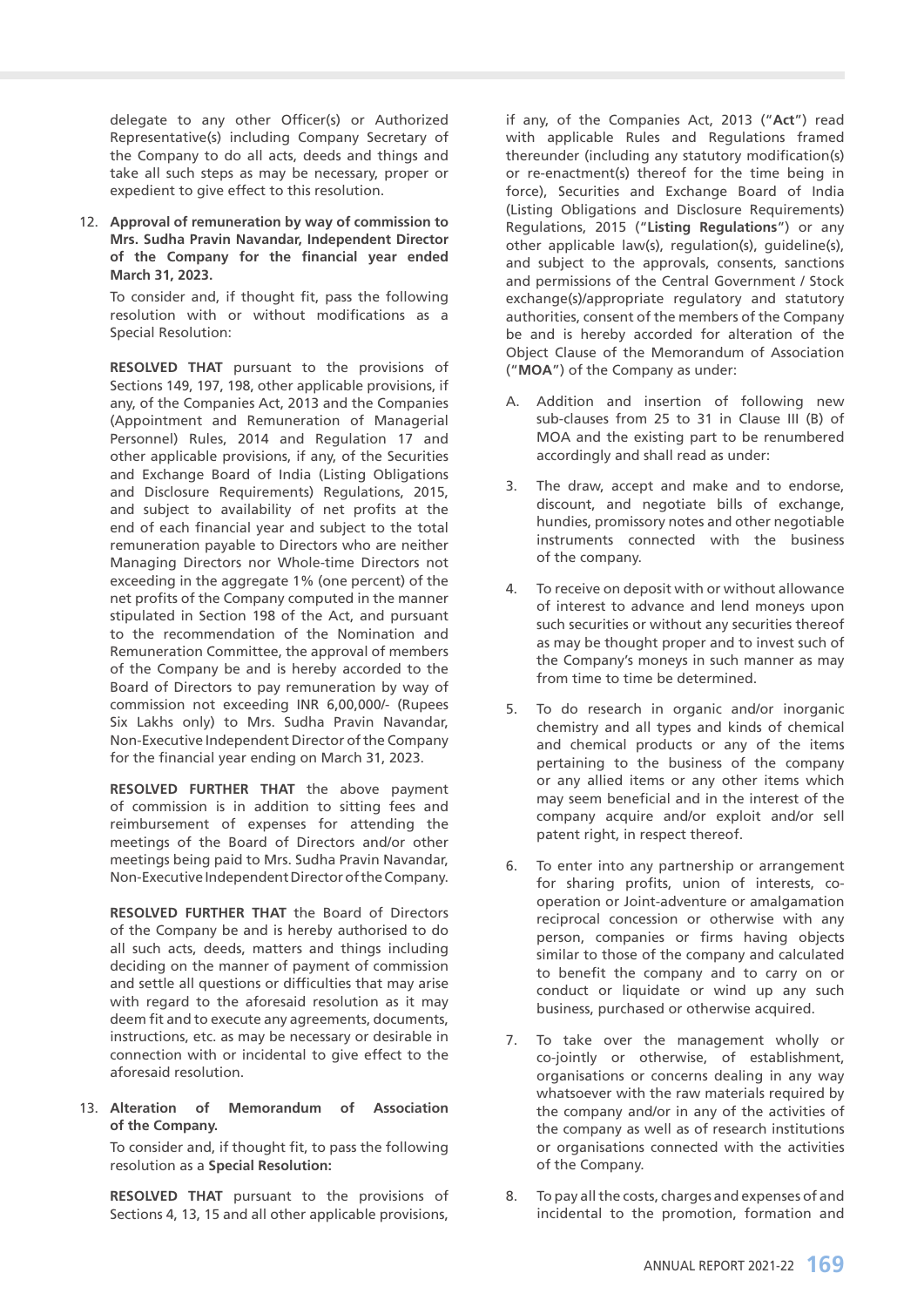delegate to any other Officer(s) or Authorized Representative(s) including Company Secretary of the Company to do all acts, deeds and things and take all such steps as may be necessary, proper or expedient to give effect to this resolution.

12. **Approval of remuneration by way of commission to Mrs. Sudha Pravin Navandar, Independent Director of the Company for the financial year ended March 31, 2023.**

    To consider and, if thought fit, pass the following resolution with or without modifications as a Special Resolution:

    **RESOLVED THAT** pursuant to the provisions of Sections 149, 197, 198, other applicable provisions, if any, of the Companies Act, 2013 and the Companies (Appointment and Remuneration of Managerial Personnel) Rules, 2014 and Regulation 17 and other applicable provisions, if any, of the Securities and Exchange Board of India (Listing Obligations and Disclosure Requirements) Regulations, 2015, and subject to availability of net profits at the end of each financial year and subject to the total remuneration payable to Directors who are neither Managing Directors nor Whole-time Directors not exceeding in the aggregate 1% (one percent) of the net profits of the Company computed in the manner stipulated in Section 198 of the Act, and pursuant to the recommendation of the Nomination and Remuneration Committee, the approval of members of the Company be and is hereby accorded to the Board of Directors to pay remuneration by way of commission not exceeding INR 6,00,000/- (Rupees Six Lakhs only) to Mrs. Sudha Pravin Navandar, Non-Executive Independent Director of the Company for the financial year ending on March 31, 2023.

    **RESOLVED FURTHER THAT** the above payment of commission is in addition to sitting fees and reimbursement of expenses for attending the meetings of the Board of Directors and/or other meetings being paid to Mrs. Sudha Pravin Navandar, Non-Executive Independent Director of the Company.

    **RESOLVED FURTHER THAT** the Board of Directors of the Company be and is hereby authorised to do all such acts, deeds, matters and things including deciding on the manner of payment of commission and settle all questions or difficulties that may arise with regard to the aforesaid resolution as it may deem fit and to execute any agreements, documents, instructions, etc. as may be necessary or desirable in connection with or incidental to give effect to the aforesaid resolution.

13. **Alteration of Memorandum of Association of the Company.**

    To consider and, if thought fit, to pass the following resolution as a **Special Resolution:**

    **RESOLVED THAT** pursuant to the provisions of Sections 4, 13, 15 and all other applicable provisions, if any, of the Companies Act, 2013 ("**Act**") read with applicable Rules and Regulations framed thereunder (including any statutory modification(s) or re-enactment(s) thereof for the time being in force), Securities and Exchange Board of India (Listing Obligations and Disclosure Requirements) Regulations, 2015 ("**Listing Regulations**") or any other applicable law(s), regulation(s), guideline(s), and subject to the approvals, consents, sanctions and permissions of the Central Government / Stock exchange(s)/appropriate regulatory and statutory authorities, consent of the members of the Company be and is hereby accorded for alteration of the Object Clause of the Memorandum of Association ("**MOA**") of the Company as under:

    A. Addition and insertion of following new sub-clauses from 25 to 31 in Clause III (B) of MOA and the existing part to be renumbered accordingly and shall read as under:

    3. The draw, accept and make and to endorse, discount, and negotiate bills of exchange, hundies, promissory notes and other negotiable instruments connected with the business of the company.

    4. To receive on deposit with or without allowance of interest to advance and lend moneys upon such securities or without any securities thereof as may be thought proper and to invest such of the Company's moneys in such manner as may from time to time be determined.

    5. To do research in organic and/or inorganic chemistry and all types and kinds of chemical and chemical products or any of the items pertaining to the business of the company or any allied items or any other items which may seem beneficial and in the interest of the company acquire and/or exploit and/or sell patent right, in respect thereof.

    6. To enter into any partnership or arrangement for sharing profits, union of interests, co-operation or Joint-adventure or amalgamation reciprocal concession or otherwise with any person, companies or firms having objects similar to those of the company and calculated to benefit the company and to carry on or conduct or liquidate or wind up any such business, purchased or otherwise acquired.

    7. To take over the management wholly or co-jointly or otherwise, of establishment, organisations or concerns dealing in any way whatsoever with the raw materials required by the company and/or in any of the activities of the company as well as of research institutions or organisations connected with the activities of the Company.

    8. To pay all the costs, charges and expenses of and incidental to the promotion, formation and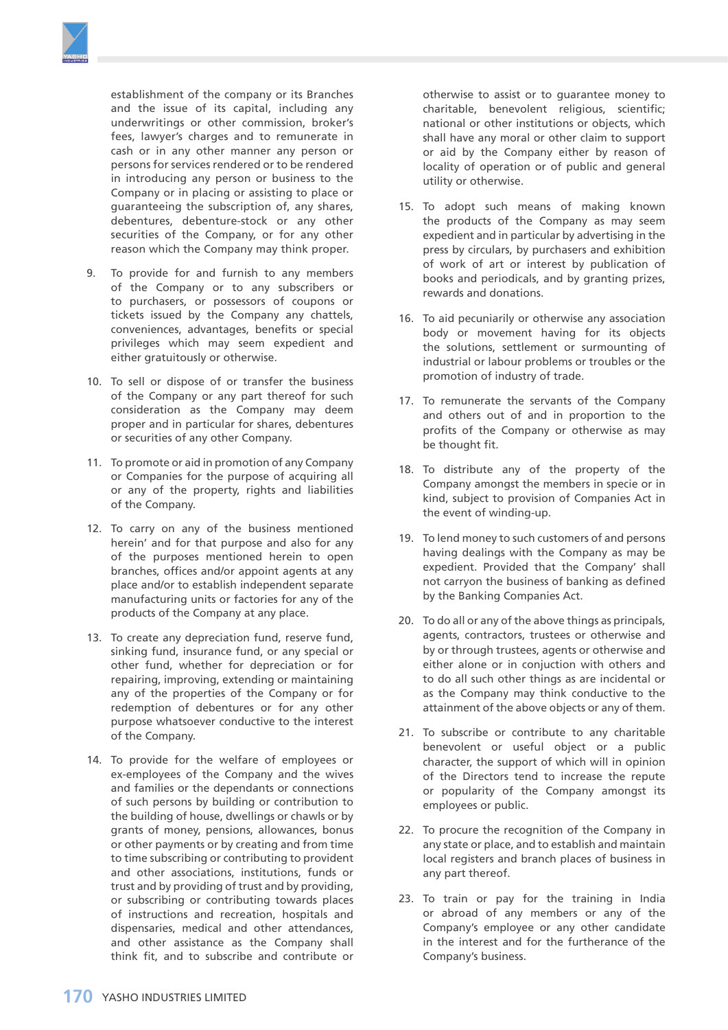establishment of the company or its Branches and the issue of its capital, including any underwritings or other commission, broker's fees, lawyer's charges and to remunerate in cash or in any other manner any person or persons for services rendered or to be rendered in introducing any person or business to the Company or in placing or assisting to place or guaranteeing the subscription of, any shares, debentures, debenture-stock or any other securities of the Company, or for any other reason which the Company may think proper.

9. To provide for and furnish to any members of the Company or to any subscribers or to purchasers, or possessors of coupons or tickets issued by the Company any chattels, conveniences, advantages, benefits or special privileges which may seem expedient and either gratuitously or otherwise.

10. To sell or dispose of or transfer the business of the Company or any part thereof for such consideration as the Company may deem proper and in particular for shares, debentures or securities of any other Company.

11. To promote or aid in promotion of any Company or Companies for the purpose of acquiring all or any of the property, rights and liabilities of the Company.

12. To carry on any of the business mentioned herein' and for that purpose and also for any of the purposes mentioned herein to open branches, offices and/or appoint agents at any place and/or to establish independent separate manufacturing units or factories for any of the products of the Company at any place.

13. To create any depreciation fund, reserve fund, sinking fund, insurance fund, or any special or other fund, whether for depreciation or for repairing, improving, extending or maintaining any of the properties of the Company or for redemption of debentures or for any other purpose whatsoever conductive to the interest of the Company.

14. To provide for the welfare of employees or ex-employees of the Company and the wives and families or the dependants or connections of such persons by building or contribution to the building of house, dwellings or chawls or by grants of money, pensions, allowances, bonus or other payments or by creating and from time to time subscribing or contributing to provident and other associations, institutions, funds or trust and by providing of trust and by providing, or subscribing or contributing towards places of instructions and recreation, hospitals and dispensaries, medical and other attendances, and other assistance as the Company shall think fit, and to subscribe and contribute or otherwise to assist or to guarantee money to charitable, benevolent religious, scientific; national or other institutions or objects, which shall have any moral or other claim to support or aid by the Company either by reason of locality of operation or of public and general utility or otherwise.

15. To adopt such means of making known the products of the Company as may seem expedient and in particular by advertising in the press by circulars, by purchasers and exhibition of work of art or interest by publication of books and periodicals, and by granting prizes, rewards and donations.

16. To aid pecuniarily or otherwise any association body or movement having for its objects the solutions, settlement or surmounting of industrial or labour problems or troubles or the promotion of industry of trade.

17. To remunerate the servants of the Company and others out of and in proportion to the profits of the Company or otherwise as may be thought fit.

18. To distribute any of the property of the Company amongst the members in specie or in kind, subject to provision of Companies Act in the event of winding-up.

19. To lend money to such customers of and persons having dealings with the Company as may be expedient. Provided that the Company' shall not carryon the business of banking as defined by the Banking Companies Act.

20. To do all or any of the above things as principals, agents, contractors, trustees or otherwise and by or through trustees, agents or otherwise and either alone or in conjuction with others and to do all such other things as are incidental or as the Company may think conductive to the attainment of the above objects or any of them.

21. To subscribe or contribute to any charitable benevolent or useful object or a public character, the support of which will in opinion of the Directors tend to increase the repute or popularity of the Company amongst its employees or public.

22. To procure the recognition of the Company in any state or place, and to establish and maintain local registers and branch places of business in any part thereof.

23. To train or pay for the training in India or abroad of any members or any of the Company's employee or any other candidate in the interest and for the furtherance of the Company's business.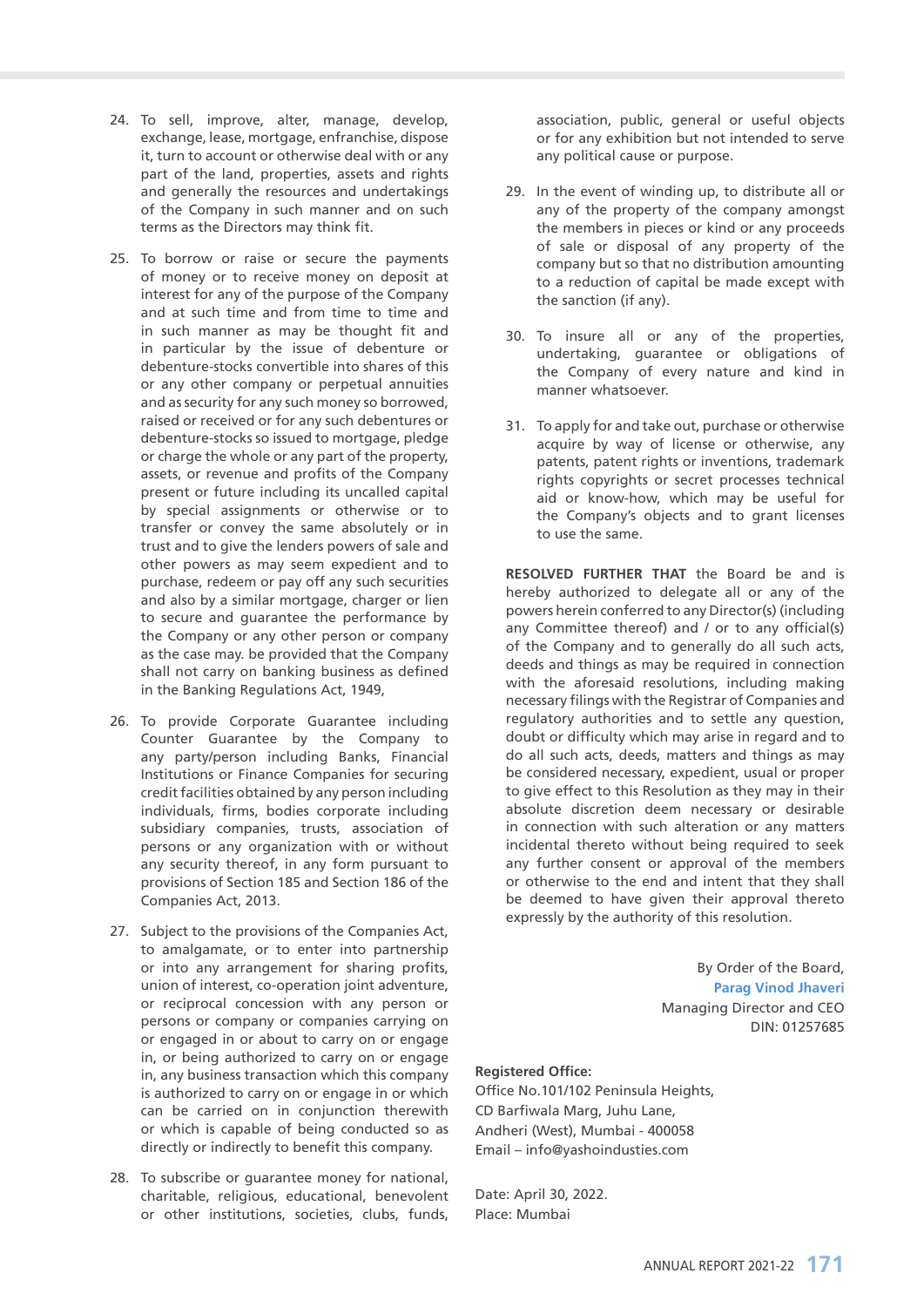24. To sell, improve, alter, manage, develop, exchange, lease, mortgage, enfranchise, dispose it, turn to account or otherwise deal with or any part of the land, properties, assets and rights and generally the resources and undertakings of the Company in such manner and on such terms as the Directors may think fit.

25. To borrow or raise or secure the payments of money or to receive money on deposit at interest for any of the purpose of the Company and at such time and from time to time and in such manner as may be thought fit and in particular by the issue of debenture or debenture-stocks convertible into shares of this or any other company or perpetual annuities and as security for any such money so borrowed, raised or received or for any such debentures or debenture-stocks so issued to mortgage, pledge or charge the whole or any part of the property, assets, or revenue and profits of the Company present or future including its uncalled capital by special assignments or otherwise or to transfer or convey the same absolutely or in trust and to give the lenders powers of sale and other powers as may seem expedient and to purchase, redeem or pay off any such securities and also by a similar mortgage, charger or lien to secure and guarantee the performance by the Company or any other person or company as the case may. be provided that the Company shall not carry on banking business as defined in the Banking Regulations Act, 1949,

26. To provide Corporate Guarantee including Counter Guarantee by the Company to any party/person including Banks, Financial Institutions or Finance Companies for securing credit facilities obtained by any person including individuals, firms, bodies corporate including subsidiary companies, trusts, association of persons or any organization with or without any security thereof, in any form pursuant to provisions of Section 185 and Section 186 of the Companies Act, 2013.

27. Subject to the provisions of the Companies Act, to amalgamate, or to enter into partnership or into any arrangement for sharing profits, union of interest, co-operation joint adventure, or reciprocal concession with any person or persons or company or companies carrying on or engaged in or about to carry on or engage in, or being authorized to carry on or engage in, any business transaction which this company is authorized to carry on or engage in or which can be carried on in conjunction therewith or which is capable of being conducted so as directly or indirectly to benefit this company.

28. To subscribe or guarantee money for national, charitable, religious, educational, benevolent or other institutions, societies, clubs, funds, association, public, general or useful objects or for any exhibition but not intended to serve any political cause or purpose.

29. In the event of winding up, to distribute all or any of the property of the company amongst the members in pieces or kind or any proceeds of sale or disposal of any property of the company but so that no distribution amounting to a reduction of capital be made except with the sanction (if any).

30. To insure all or any of the properties, undertaking, guarantee or obligations of the Company of every nature and kind in manner whatsoever.

31. To apply for and take out, purchase or otherwise acquire by way of license or otherwise, any patents, patent rights or inventions, trademark rights copyrights or secret processes technical aid or know-how, which may be useful for the Company's objects and to grant licenses to use the same.

**RESOLVED FURTHER THAT** the Board be and is hereby authorized to delegate all or any of the powers herein conferred to any Director(s) (including any Committee thereof) and / or to any official(s) of the Company and to generally do all such acts, deeds and things as may be required in connection with the aforesaid resolutions, including making necessary filings with the Registrar of Companies and regulatory authorities and to settle any question, doubt or difficulty which may arise in regard and to do all such acts, deeds, matters and things as may be considered necessary, expedient, usual or proper to give effect to this Resolution as they may in their absolute discretion deem necessary or desirable in connection with such alteration or any matters incidental thereto without being required to seek any further consent or approval of the members or otherwise to the end and intent that they shall be deemed to have given their approval thereto expressly by the authority of this resolution.

By Order of the Board,
Parag Vinod Jhaveri
Managing Director and CEO
DIN: 01257685

**Registered Office:**
Office No.101/102 Peninsula Heights,
CD Barfiwala Marg, Juhu Lane,
Andheri (West), Mumbai - 400058
Email – info@yashoinidusties.com

Date: April 30, 2022.
Place: Mumbai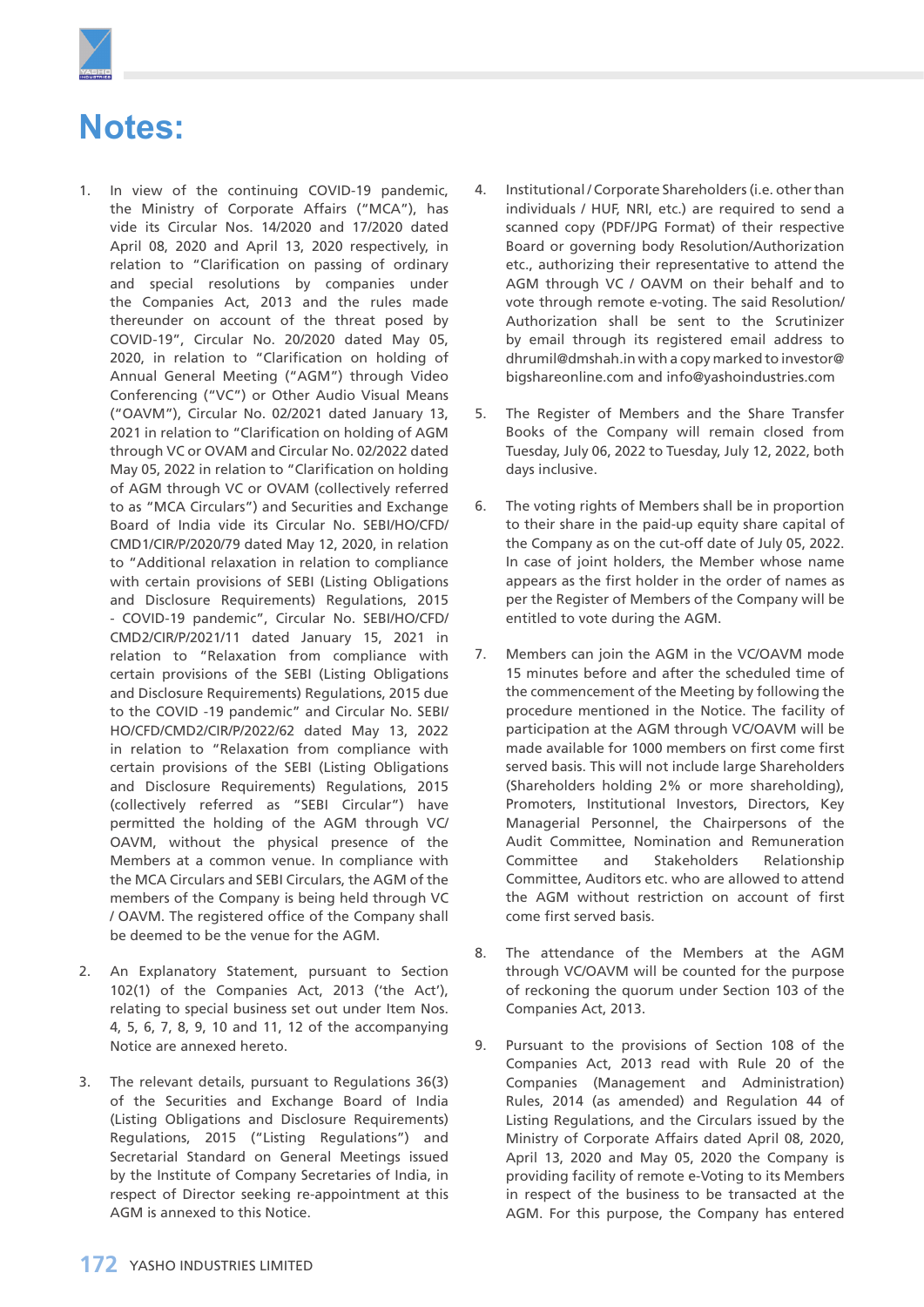# Notes:

1. In view of the continuing COVID-19 pandemic, the Ministry of Corporate Affairs ("MCA"), has vide its Circular Nos. 14/2020 and 17/2020 dated April 08, 2020 and April 13, 2020 respectively, in relation to "Clarification on passing of ordinary and special resolutions by companies under the Companies Act, 2013 and the rules made thereunder on account of the threat posed by COVID-19", Circular No. 20/2020 dated May 05, 2020, in relation to "Clarification on holding of Annual General Meeting ("AGM") through Video Conferencing ("VC") or Other Audio Visual Means ("OAVM"), Circular No. 02/2021 dated January 13, 2021 in relation to "Clarification on holding of AGM through VC or OVAM and Circular No. 02/2022 dated May 05, 2022 in relation to "Clarification on holding of AGM through VC or OVAM (collectively referred to as "MCA Circulars") and Securities and Exchange Board of India vide its Circular No. SEBI/HO/CFD/CMD1/CIR/P/2020/79 dated May 12, 2020, in relation to "Additional relaxation in relation to compliance with certain provisions of SEBI (Listing Obligations and Disclosure Requirements) Regulations, 2015 - COVID-19 pandemic", Circular No. SEBI/HO/CFD/CMD2/CIR/P/2021/11 dated January 15, 2021 in relation to "Relaxation from compliance with certain provisions of the SEBI (Listing Obligations and Disclosure Requirements) Regulations, 2015 due to the COVID -19 pandemic" and Circular No. SEBI/HO/CFD/CMD2/CIR/P/2022/62 dated May 13, 2022 in relation to "Relaxation from compliance with certain provisions of the SEBI (Listing Obligations and Disclosure Requirements) Regulations, 2015 (collectively referred as "SEBI Circular") have permitted the holding of the AGM through VC/OAVM, without the physical presence of the Members at a common venue. In compliance with the MCA Circulars and SEBI Circulars, the AGM of the members of the Company is being held through VC / OAVM. The registered office of the Company shall be deemed to be the venue for the AGM.

2. An Explanatory Statement, pursuant to Section 102(1) of the Companies Act, 2013 ('the Act'), relating to special business set out under Item Nos. 4, 5, 6, 7, 8, 9, 10 and 11, 12 of the accompanying Notice are annexed hereto.

3. The relevant details, pursuant to Regulations 36(3) of the Securities and Exchange Board of India (Listing Obligations and Disclosure Requirements) Regulations, 2015 ("Listing Regulations") and Secretarial Standard on General Meetings issued by the Institute of Company Secretaries of India, in respect of Director seeking re-appointment at this AGM is annexed to this Notice.

4. Institutional / Corporate Shareholders (i.e. other than individuals / HUF, NRI, etc.) are required to send a scanned copy (PDF/JPG Format) of their respective Board or governing body Resolution/Authorization etc., authorizing their representative to attend the AGM through VC / OAVM on their behalf and to vote through remote e-voting. The said Resolution/Authorization shall be sent to the Scrutinizer by email through its registered email address to dhrumil@dmshah.in with a copy marked to investor@bigshareonline.com and info@yashoindustries.com

5. The Register of Members and the Share Transfer Books of the Company will remain closed from Tuesday, July 06, 2022 to Tuesday, July 12, 2022, both days inclusive.

6. The voting rights of Members shall be in proportion to their share in the paid-up equity share capital of the Company as on the cut-off date of July 05, 2022. In case of joint holders, the Member whose name appears as the first holder in the order of names as per the Register of Members of the Company will be entitled to vote during the AGM.

7. Members can join the AGM in the VC/OAVM mode 15 minutes before and after the scheduled time of the commencement of the Meeting by following the procedure mentioned in the Notice. The facility of participation at the AGM through VC/OAVM will be made available for 1000 members on first come first served basis. This will not include large Shareholders (Shareholders holding 2% or more shareholding), Promoters, Institutional Investors, Directors, Key Managerial Personnel, the Chairpersons of the Audit Committee, Nomination and Remuneration Committee and Stakeholders Relationship Committee, Auditors etc. who are allowed to attend the AGM without restriction on account of first come first served basis.

8. The attendance of the Members at the AGM through VC/OAVM will be counted for the purpose of reckoning the quorum under Section 103 of the Companies Act, 2013.

9. Pursuant to the provisions of Section 108 of the Companies Act, 2013 read with Rule 20 of the Companies (Management and Administration) Rules, 2014 (as amended) and Regulation 44 of Listing Regulations, and the Circulars issued by the Ministry of Corporate Affairs dated April 08, 2020, April 13, 2020 and May 05, 2020 the Company is providing facility of remote e-Voting to its Members in respect of the business to be transacted at the AGM. For this purpose, the Company has entered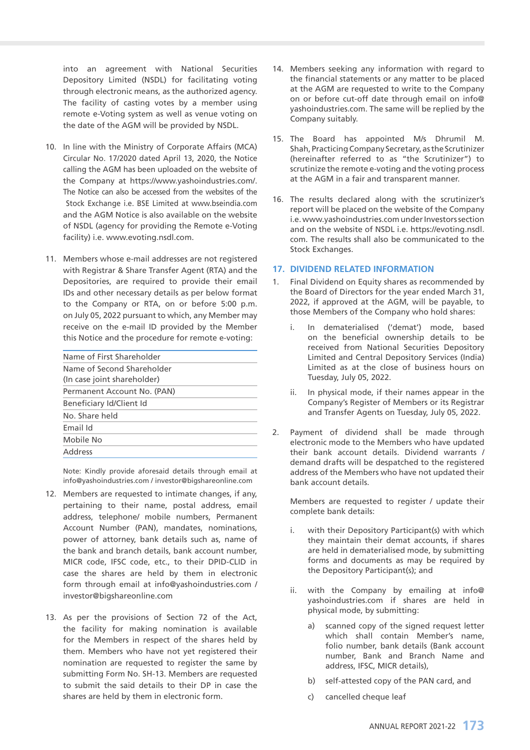into an agreement with National Securities Depository Limited (NSDL) for facilitating voting through electronic means, as the authorized agency. The facility of casting votes by a member using remote e-Voting system as well as venue voting on the date of the AGM will be provided by NSDL.

10. In line with the Ministry of Corporate Affairs (MCA) Circular No. 17/2020 dated April 13, 2020, the Notice calling the AGM has been uploaded on the website of the Company at https://www.yashoindustries.com/. The Notice can also be accessed from the websites of the Stock Exchange i.e. BSE Limited at www.bseindia.com and the AGM Notice is also available on the website of NSDL (agency for providing the Remote e-Voting facility) i.e. www.evoting.nsdl.com.

11. Members whose e-mail addresses are not registered with Registrar & Share Transfer Agent (RTA) and the Depositories, are required to provide their email IDs and other necessary details as per below format to the Company or RTA, on or before 5:00 p.m. on July 05, 2022 pursuant to which, any Member may receive on the e-mail ID provided by the Member this Notice and the procedure for remote e-voting:

| Name of First Shareholder |
|---|
| Name of Second Shareholder (In case joint shareholder) |
| Permanent Account No. (PAN) |
| Beneficiary Id/Client Id |
| No. Share held |
| Email Id |
| Mobile No |
| Address |

Note: Kindly provide aforesaid details through email at info@yashoindustries.com / investor@bigshareonline.com

12. Members are requested to intimate changes, if any, pertaining to their name, postal address, email address, telephone/ mobile numbers, Permanent Account Number (PAN), mandates, nominations, power of attorney, bank details such as, name of the bank and branch details, bank account number, MICR code, IFSC code, etc., to their DPID-CLID in case the shares are held by them in electronic form through email at info@yashoindustries.com / investor@bigshareonline.com

13. As per the provisions of Section 72 of the Act, the facility for making nomination is available for the Members in respect of the shares held by them. Members who have not yet registered their nomination are requested to register the same by submitting Form No. SH-13. Members are requested to submit the said details to their DP in case the shares are held by them in electronic form.

14. Members seeking any information with regard to the financial statements or any matter to be placed at the AGM are requested to write to the Company on or before cut-off date through email on info@yashoindustries.com. The same will be replied by the Company suitably.

15. The Board has appointed M/s Dhrumil M. Shah, Practicing Company Secretary, as the Scrutinizer (hereinafter referred to as "the Scrutinizer") to scrutinize the remote e-voting and the voting process at the AGM in a fair and transparent manner.

16. The results declared along with the scrutinizer's report will be placed on the website of the Company i.e. www.yashoindustries.com under Investors section and on the website of NSDL i.e. https://evoting.nsdl.com. The results shall also be communicated to the Stock Exchanges.

## 17. DIVIDEND RELATED INFORMATION

1. Final Dividend on Equity shares as recommended by the Board of Directors for the year ended March 31, 2022, if approved at the AGM, will be payable, to those Members of the Company who hold shares:

   i. In dematerialised ('demat') mode, based on the beneficial ownership details to be received from National Securities Depository Limited and Central Depository Services (India) Limited as at the close of business hours on Tuesday, July 05, 2022.

   ii. In physical mode, if their names appear in the Company's Register of Members or its Registrar and Transfer Agents on Tuesday, July 05, 2022.

2. Payment of dividend shall be made through electronic mode to the Members who have updated their bank account details. Dividend warrants / demand drafts will be despatched to the registered address of the Members who have not updated their bank account details.

   Members are requested to register / update their complete bank details:

   i. with their Depository Participant(s) with which they maintain their demat accounts, if shares are held in dematerialised mode, by submitting forms and documents as may be required by the Depository Participant(s); and

   ii. with the Company by emailing at info@yashoindustries.com if shares are held in physical mode, by submitting:

      a) scanned copy of the signed request letter which shall contain Member's name, folio number, bank details (Bank account number, Bank and Branch Name and address, IFSC, MICR details),

      b) self-attested copy of the PAN card, and

      c) cancelled cheque leaf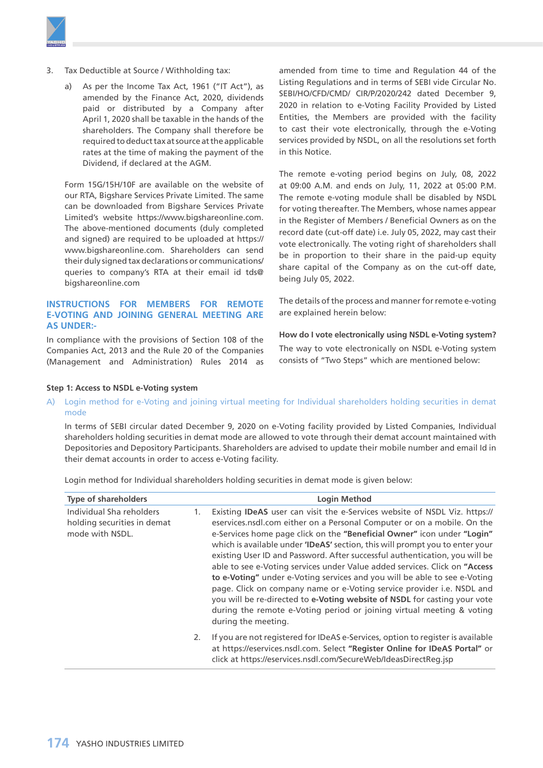3. Tax Deductible at Source / Withholding tax:

   a) As per the Income Tax Act, 1961 ("IT Act"), as amended by the Finance Act, 2020, dividends paid or distributed by a Company after April 1, 2020 shall be taxable in the hands of the shareholders. The Company shall therefore be required to deduct tax at source at the applicable rates at the time of making the payment of the Dividend, if declared at the AGM.

   Form 15G/15H/10F are available on the website of our RTA, Bigshare Services Private Limited. The same can be downloaded from Bigshare Services Private Limited's website https://www.bigshareonline.com. The above-mentioned documents (duly completed and signed) are required to be uploaded at https://www.bigshareonline.com. Shareholders can send their duly signed tax declarations or communications/queries to company's RTA at their email id tds@bigshareonline.com

## INSTRUCTIONS FOR MEMBERS FOR REMOTE E-VOTING AND JOINING GENERAL MEETING ARE AS UNDER:-

In compliance with the provisions of Section 108 of the Companies Act, 2013 and the Rule 20 of the Companies (Management and Administration) Rules 2014 as amended from time to time and Regulation 44 of the Listing Regulations and in terms of SEBI vide Circular No. SEBI/HO/CFD/CMD/ CIR/P/2020/242 dated December 9, 2020 in relation to e-Voting Facility Provided by Listed Entities, the Members are provided with the facility to cast their vote electronically, through the e-Voting services provided by NSDL, on all the resolutions set forth in this Notice.

The remote e-voting period begins on July, 08, 2022 at 09:00 A.M. and ends on July, 11, 2022 at 05:00 P.M. The remote e-voting module shall be disabled by NSDL for voting thereafter. The Members, whose names appear in the Register of Members / Beneficial Owners as on the record date (cut-off date) i.e. July 05, 2022, may cast their vote electronically. The voting right of shareholders shall be in proportion to their share in the paid-up equity share capital of the Company as on the cut-off date, being July 05, 2022.

The details of the process and manner for remote e-voting are explained herein below:

**How do I vote electronically using NSDL e-Voting system?**

The way to vote electronically on NSDL e-Voting system consists of "Two Steps" which are mentioned below:

**Step 1: Access to NSDL e-Voting system**

A) Login method for e-Voting and joining virtual meeting for Individual shareholders holding securities in demat mode

In terms of SEBI circular dated December 9, 2020 on e-Voting facility provided by Listed Companies, Individual shareholders holding securities in demat mode are allowed to vote through their demat account maintained with Depositories and Depository Participants. Shareholders are advised to update their mobile number and email Id in their demat accounts in order to access e-Voting facility.

Login method for Individual shareholders holding securities in demat mode is given below:

| Type of shareholders | Login Method |
|---|---|
| Individual Sha reholders holding securities in demat mode with NSDL. | 1. Existing **IDeAS** user can visit the e-Services website of NSDL Viz. https://eservices.nsdl.com either on a Personal Computer or on a mobile. On the e-Services home page click on the **"Beneficial Owner"** icon under **"Login"** which is available under **'IDeAS'** section, this will prompt you to enter your existing User ID and Password. After successful authentication, you will be able to see e-Voting services under Value added services. Click on **"Access to e-Voting"** under e-Voting services and you will be able to see e-Voting page. Click on company name or e-Voting service provider i.e. NSDL and you will be re-directed to **e-Voting website of NSDL** for casting your vote during the remote e-Voting period or joining virtual meeting & voting during the meeting.<br>2. If you are not registered for IDeAS e-Services, option to register is available at https://eservices.nsdl.com. Select **"Register Online for IDeAS Portal"** or click at https://eservices.nsdl.com/SecureWeb/IdeasDirectReg.jsp |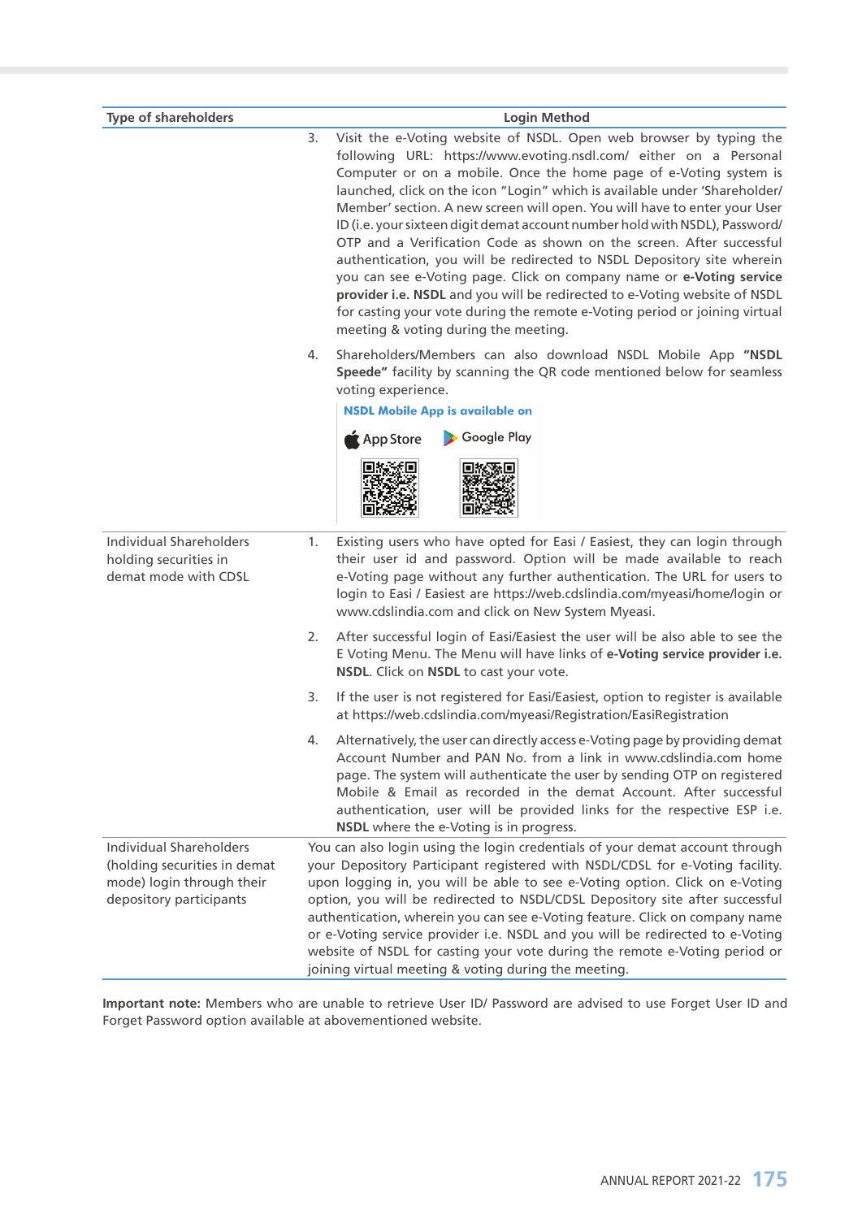| Type of shareholders | Login Method |
|---|---|
| | 3. Visit the e-Voting website of NSDL. Open web browser by typing the following URL: https://www.evoting.nsdl.com/ either on a Personal Computer or on a mobile. Once the home page of e-Voting system is launched, click on the icon "Login" which is available under 'Shareholder/ Member' section. A new screen will open. You will have to enter your User ID (i.e. your sixteen digit demat account number hold with NSDL), Password/ OTP and a Verification Code as shown on the screen. After successful authentication, you will be redirected to NSDL Depository site wherein you can see e-Voting page. Click on company name or **e-Voting service provider i.e. NSDL** and you will be redirected to e-Voting website of NSDL for casting your vote during the remote e-Voting period or joining virtual meeting & voting during the meeting.<br><br>4. Shareholders/Members can also download NSDL Mobile App **"NSDL Speede"** facility by scanning the QR code mentioned below for seamless voting experience.<br><br>**NSDL Mobile App is available on**<br>App Store Google Play |
| Individual Shareholders holding securities in demat mode with CDSL | 1. Existing users who have opted for Easi / Easiest, they can login through their user id and password. Option will be made available to reach e-Voting page without any further authentication. The URL for users to login to Easi / Easiest are https://web.cdslindia.com/myeasi/home/login or www.cdslindia.com and click on New System Myeasi.<br><br>2. After successful login of Easi/Easiest the user will be also able to see the E Voting Menu. The Menu will have links of **e-Voting service provider i.e. NSDL**. Click on **NSDL** to cast your vote.<br><br>3. If the user is not registered for Easi/Easiest, option to register is available at https://web.cdslindia.com/myeasi/Registration/EasiRegistration<br><br>4. Alternatively, the user can directly access e-Voting page by providing demat Account Number and PAN No. from a link in www.cdslindia.com home page. The system will authenticate the user by sending OTP on registered Mobile & Email as recorded in the demat Account. After successful authentication, user will be provided links for the respective ESP i.e. **NSDL** where the e-Voting is in progress. |
| Individual Shareholders (holding securities in demat mode) login through their depository participants | You can also login using the login credentials of your demat account through your Depository Participant registered with NSDL/CDSL for e-Voting facility. upon logging in, you will be able to see e-Voting option. Click on e-Voting option, you will be redirected to NSDL/CDSL Depository site after successful authentication, wherein you can see e-Voting feature. Click on company name or e-Voting service provider i.e. NSDL and you will be redirected to e-Voting website of NSDL for casting your vote during the remote e-Voting period or joining virtual meeting & voting during the meeting. |

**Important note:** Members who are unable to retrieve User ID/ Password are advised to use Forget User ID and Forget Password option available at abovementioned website.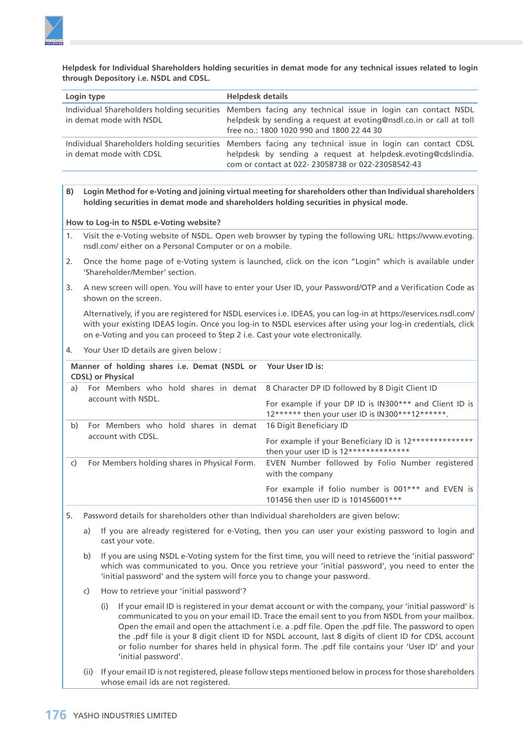**Helpdesk for Individual Shareholders holding securities in demat mode for any technical issues related to login through Depository i.e. NSDL and CDSL.**

| Login type | Helpdesk details |
|---|---|
| Individual Shareholders holding securities in demat mode with NSDL | Members facing any technical issue in login can contact NSDL helpdesk by sending a request at evoting@nsdl.co.in or call at toll free no.: 1800 1020 990 and 1800 22 44 30 |
| Individual Shareholders holding securities in demat mode with CDSL | Members facing any technical issue in login can contact CDSL helpdesk by sending a request at helpdesk.evoting@cdslindia.com or contact at 022- 23058738 or 022-23058542-43 |

**B) Login Method for e-Voting and joining virtual meeting for shareholders other than Individual shareholders holding securities in demat mode and shareholders holding securities in physical mode.**

**How to Log-in to NSDL e-Voting website?**

1. Visit the e-Voting website of NSDL. Open web browser by typing the following URL: https://www.evoting.nsdl.com/ either on a Personal Computer or on a mobile.

2. Once the home page of e-Voting system is launched, click on the icon "Login" which is available under 'Shareholder/Member' section.

3. A new screen will open. You will have to enter your User ID, your Password/OTP and a Verification Code as shown on the screen.

   Alternatively, if you are registered for NSDL eservices i.e. IDEAS, you can log-in at https://eservices.nsdl.com/ with your existing IDEAS login. Once you log-in to NSDL eservices after using your log-in credentials, click on e-Voting and you can proceed to Step 2 i.e. Cast your vote electronically.

4. Your User ID details are given below :

| Manner of holding shares i.e. Demat (NSDL or CDSL) or Physical | Your User ID is: |
|---|---|
| a) For Members who hold shares in demat account with NSDL. | 8 Character DP ID followed by 8 Digit Client ID<br><br>For example if your DP ID is IN300*** and Client ID is 12****** then your user ID is IN300***12******. |
| b) For Members who hold shares in demat account with CDSL. | 16 Digit Beneficiary ID<br><br>For example if your Beneficiary ID is 12************** then your user ID is 12************** |
| c) For Members holding shares in Physical Form. | EVEN Number followed by Folio Number registered with the company<br><br>For example if folio number is 001*** and EVEN is 101456 then user ID is 101456001*** |

5. Password details for shareholders other than Individual shareholders are given below:

   a) If you are already registered for e-Voting, then you can user your existing password to login and cast your vote.

   b) If you are using NSDL e-Voting system for the first time, you will need to retrieve the 'initial password' which was communicated to you. Once you retrieve your 'initial password', you need to enter the 'initial password' and the system will force you to change your password.

   c) How to retrieve your 'initial password'?

      (i) If your email ID is registered in your demat account or with the company, your 'initial password' is communicated to you on your email ID. Trace the email sent to you from NSDL from your mailbox. Open the email and open the attachment i.e. a .pdf file. Open the .pdf file. The password to open the .pdf file is your 8 digit client ID for NSDL account, last 8 digits of client ID for CDSL account or folio number for shares held in physical form. The .pdf file contains your 'User ID' and your 'initial password'.

   (ii) If your email ID is not registered, please follow steps mentioned below in process for those shareholders whose email ids are not registered.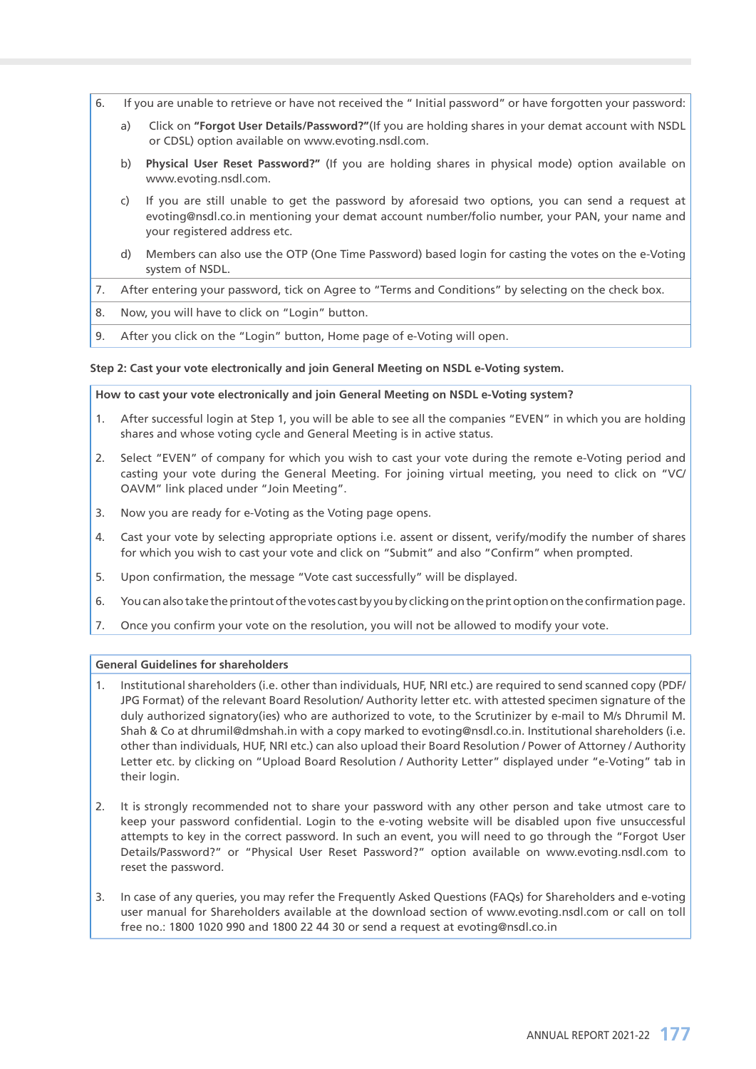6. If you are unable to retrieve or have not received the " Initial password" or have forgotten your password:

   a) Click on **"Forgot User Details/Password?"**(If you are holding shares in your demat account with NSDL or CDSL) option available on www.evoting.nsdl.com.

   b) **Physical User Reset Password?"** (If you are holding shares in physical mode) option available on www.evoting.nsdl.com.

   c) If you are still unable to get the password by aforesaid two options, you can send a request at evoting@nsdl.co.in mentioning your demat account number/folio number, your PAN, your name and your registered address etc.

   d) Members can also use the OTP (One Time Password) based login for casting the votes on the e-Voting system of NSDL.

7. After entering your password, tick on Agree to "Terms and Conditions" by selecting on the check box.

8. Now, you will have to click on "Login" button.

9. After you click on the "Login" button, Home page of e-Voting will open.

**Step 2: Cast your vote electronically and join General Meeting on NSDL e-Voting system.**

**How to cast your vote electronically and join General Meeting on NSDL e-Voting system?**

1. After successful login at Step 1, you will be able to see all the companies "EVEN" in which you are holding shares and whose voting cycle and General Meeting is in active status.

2. Select "EVEN" of company for which you wish to cast your vote during the remote e-Voting period and casting your vote during the General Meeting. For joining virtual meeting, you need to click on "VC/OAVM" link placed under "Join Meeting".

3. Now you are ready for e-Voting as the Voting page opens.

4. Cast your vote by selecting appropriate options i.e. assent or dissent, verify/modify the number of shares for which you wish to cast your vote and click on "Submit" and also "Confirm" when prompted.

5. Upon confirmation, the message "Vote cast successfully" will be displayed.

6. You can also take the printout of the votes cast by you by clicking on the print option on the confirmation page.

7. Once you confirm your vote on the resolution, you will not be allowed to modify your vote.

**General Guidelines for shareholders**

1. Institutional shareholders (i.e. other than individuals, HUF, NRI etc.) are required to send scanned copy (PDF/JPG Format) of the relevant Board Resolution/ Authority letter etc. with attested specimen signature of the duly authorized signatory(ies) who are authorized to vote, to the Scrutinizer by e-mail to M/s Dhrumil M. Shah & Co at dhrumil@dmshah.in with a copy marked to evoting@nsdl.co.in. Institutional shareholders (i.e. other than individuals, HUF, NRI etc.) can also upload their Board Resolution / Power of Attorney / Authority Letter etc. by clicking on "Upload Board Resolution / Authority Letter" displayed under "e-Voting" tab in their login.

2. It is strongly recommended not to share your password with any other person and take utmost care to keep your password confidential. Login to the e-voting website will be disabled upon five unsuccessful attempts to key in the correct password. In such an event, you will need to go through the "Forgot User Details/Password?" or "Physical User Reset Password?" option available on www.evoting.nsdl.com to reset the password.

3. In case of any queries, you may refer the Frequently Asked Questions (FAQs) for Shareholders and e-voting user manual for Shareholders available at the download section of www.evoting.nsdl.com or call on toll free no.: 1800 1020 990 and 1800 22 44 30 or send a request at evoting@nsdl.co.in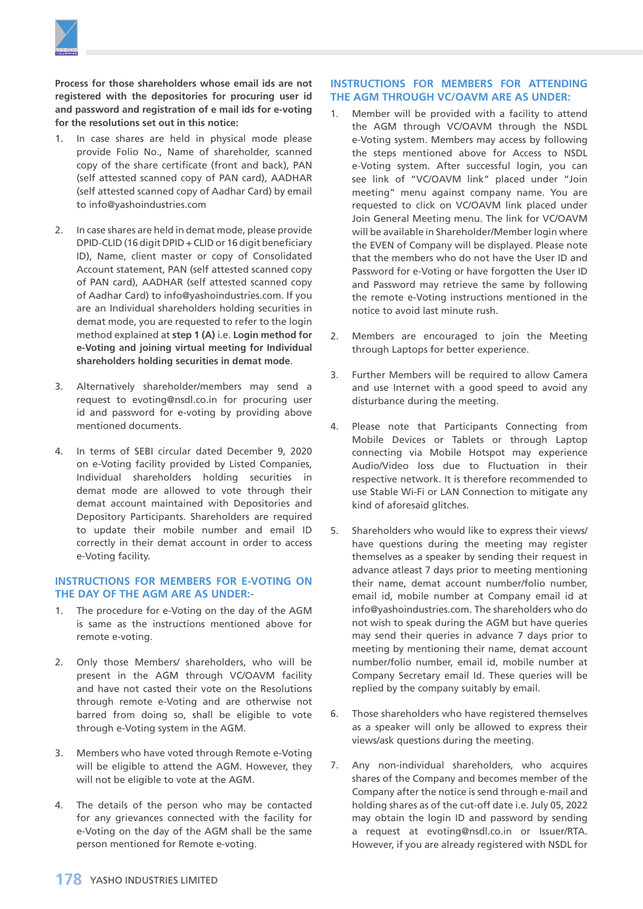**Process for those shareholders whose email ids are not registered with the depositories for procuring user id and password and registration of e mail ids for e-voting for the resolutions set out in this notice:**

1. In case shares are held in physical mode please provide Folio No., Name of shareholder, scanned copy of the share certificate (front and back), PAN (self attested scanned copy of PAN card), AADHAR (self attested scanned copy of Aadhar Card) by email to info@yashoindustries.com

2. In case shares are held in demat mode, please provide DPID-CLID (16 digit DPID + CLID or 16 digit beneficiary ID), Name, client master or copy of Consolidated Account statement, PAN (self attested scanned copy of PAN card), AADHAR (self attested scanned copy of Aadhar Card) to info@yashoindustries.com. If you are an Individual shareholders holding securities in demat mode, you are requested to refer to the login method explained at **step 1 (A)** i.e. **Login method for e-Voting and joining virtual meeting for Individual shareholders holding securities in demat mode**.

3. Alternatively shareholder/members may send a request to evoting@nsdl.co.in for procuring user id and password for e-voting by providing above mentioned documents.

4. In terms of SEBI circular dated December 9, 2020 on e-Voting facility provided by Listed Companies, Individual shareholders holding securities in demat mode are allowed to vote through their demat account maintained with Depositories and Depository Participants. Shareholders are required to update their mobile number and email ID correctly in their demat account in order to access e-Voting facility.

## INSTRUCTIONS FOR MEMBERS FOR E-VOTING ON THE DAY OF THE AGM ARE AS UNDER:-

1. The procedure for e-Voting on the day of the AGM is same as the instructions mentioned above for remote e-voting.

2. Only those Members/ shareholders, who will be present in the AGM through VC/OAVM facility and have not casted their vote on the Resolutions through remote e-Voting and are otherwise not barred from doing so, shall be eligible to vote through e-Voting system in the AGM.

3. Members who have voted through Remote e-Voting will be eligible to attend the AGM. However, they will not be eligible to vote at the AGM.

4. The details of the person who may be contacted for any grievances connected with the facility for e-Voting on the day of the AGM shall be the same person mentioned for Remote e-voting.

## INSTRUCTIONS FOR MEMBERS FOR ATTENDING THE AGM THROUGH VC/OAVM ARE AS UNDER:

1. Member will be provided with a facility to attend the AGM through VC/OAVM through the NSDL e-Voting system. Members may access by following the steps mentioned above for Access to NSDL e-Voting system. After successful login, you can see link of "VC/OAVM link" placed under "Join meeting" menu against company name. You are requested to click on VC/OAVM link placed under Join General Meeting menu. The link for VC/OAVM will be available in Shareholder/Member login where the EVEN of Company will be displayed. Please note that the members who do not have the User ID and Password for e-Voting or have forgotten the User ID and Password may retrieve the same by following the remote e-Voting instructions mentioned in the notice to avoid last minute rush.

2. Members are encouraged to join the Meeting through Laptops for better experience.

3. Further Members will be required to allow Camera and use Internet with a good speed to avoid any disturbance during the meeting.

4. Please note that Participants Connecting from Mobile Devices or Tablets or through Laptop connecting via Mobile Hotspot may experience Audio/Video loss due to Fluctuation in their respective network. It is therefore recommended to use Stable Wi-Fi or LAN Connection to mitigate any kind of aforesaid glitches.

5. Shareholders who would like to express their views/ have questions during the meeting may register themselves as a speaker by sending their request in advance atleast 7 days prior to meeting mentioning their name, demat account number/folio number, email id, mobile number at Company email id at info@yashoindustries.com. The shareholders who do not wish to speak during the AGM but have queries may send their queries in advance 7 days prior to meeting by mentioning their name, demat account number/folio number, email id, mobile number at Company Secretary email Id. These queries will be replied by the company suitably by email.

6. Those shareholders who have registered themselves as a speaker will only be allowed to express their views/ask questions during the meeting.

7. Any non-individual shareholders, who acquires shares of the Company and becomes member of the Company after the notice is send through e-mail and holding shares as of the cut-off date i.e. July 05, 2022 may obtain the login ID and password by sending a request at evoting@nsdl.co.in or Issuer/RTA. However, if you are already registered with NSDL for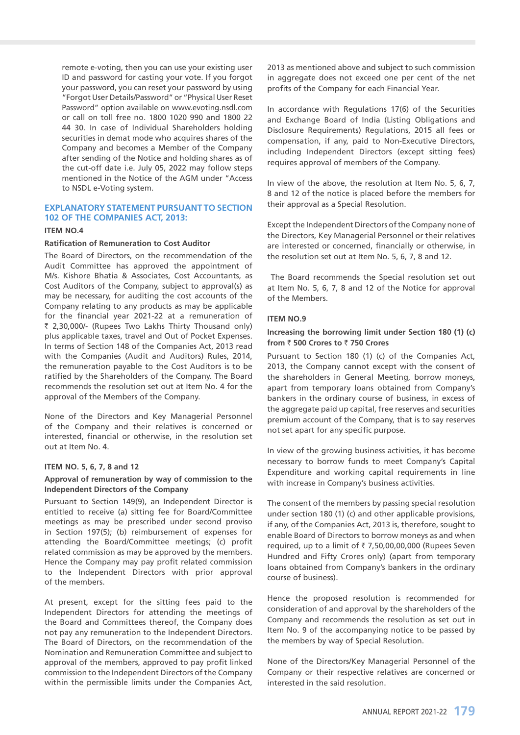remote e-voting, then you can use your existing user ID and password for casting your vote. If you forgot your password, you can reset your password by using "Forgot User Details/Password" or "Physical User Reset Password" option available on www.evoting.nsdl.com or call on toll free no. 1800 1020 990 and 1800 22 44 30. In case of Individual Shareholders holding securities in demat mode who acquires shares of the Company and becomes a Member of the Company after sending of the Notice and holding shares as of the cut-off date i.e. July 05, 2022 may follow steps mentioned in the Notice of the AGM under "Access to NSDL e-Voting system.

## EXPLANATORY STATEMENT PURSUANT TO SECTION 102 OF THE COMPANIES ACT, 2013:

### ITEM NO.4

**Ratification of Remuneration to Cost Auditor**

The Board of Directors, on the recommendation of the Audit Committee has approved the appointment of M/s. Kishore Bhatia & Associates, Cost Accountants, as Cost Auditors of the Company, subject to approval(s) as may be necessary, for auditing the cost accounts of the Company relating to any products as may be applicable for the financial year 2021-22 at a remuneration of ₹ 2,30,000/- (Rupees Two Lakhs Thirty Thousand only) plus applicable taxes, travel and Out of Pocket Expenses. In terms of Section 148 of the Companies Act, 2013 read with the Companies (Audit and Auditors) Rules, 2014, the remuneration payable to the Cost Auditors is to be ratified by the Shareholders of the Company. The Board recommends the resolution set out at Item No. 4 for the approval of the Members of the Company.

None of the Directors and Key Managerial Personnel of the Company and their relatives is concerned or interested, financial or otherwise, in the resolution set out at Item No. 4.

### ITEM NO. 5, 6, 7, 8 and 12

**Approval of remuneration by way of commission to the Independent Directors of the Company**

Pursuant to Section 149(9), an Independent Director is entitled to receive (a) sitting fee for Board/Committee meetings as may be prescribed under second proviso in Section 197(5); (b) reimbursement of expenses for attending the Board/Committee meetings; (c) profit related commission as may be approved by the members. Hence the Company may pay profit related commission to the Independent Directors with prior approval of the members.

At present, except for the sitting fees paid to the Independent Directors for attending the meetings of the Board and Committees thereof, the Company does not pay any remuneration to the Independent Directors. The Board of Directors, on the recommendation of the Nomination and Remuneration Committee and subject to approval of the members, approved to pay profit linked commission to the Independent Directors of the Company within the permissible limits under the Companies Act, 2013 as mentioned above and subject to such commission in aggregate does not exceed one per cent of the net profits of the Company for each Financial Year.

In accordance with Regulations 17(6) of the Securities and Exchange Board of India (Listing Obligations and Disclosure Requirements) Regulations, 2015 all fees or compensation, if any, paid to Non-Executive Directors, including Independent Directors (except sitting fees) requires approval of members of the Company.

In view of the above, the resolution at Item No. 5, 6, 7, 8 and 12 of the notice is placed before the members for their approval as a Special Resolution.

Except the Independent Directors of the Company none of the Directors, Key Managerial Personnel or their relatives are interested or concerned, financially or otherwise, in the resolution set out at Item No. 5, 6, 7, 8 and 12.

The Board recommends the Special resolution set out at Item No. 5, 6, 7, 8 and 12 of the Notice for approval of the Members.

### ITEM NO.9

**Increasing the borrowing limit under Section 180 (1) (c) from ₹ 500 Crores to ₹ 750 Crores**

Pursuant to Section 180 (1) (c) of the Companies Act, 2013, the Company cannot except with the consent of the shareholders in General Meeting, borrow moneys, apart from temporary loans obtained from Company's bankers in the ordinary course of business, in excess of the aggregate paid up capital, free reserves and securities premium account of the Company, that is to say reserves not set apart for any specific purpose.

In view of the growing business activities, it has become necessary to borrow funds to meet Company's Capital Expenditure and working capital requirements in line with increase in Company's business activities.

The consent of the members by passing special resolution under section 180 (1) (c) and other applicable provisions, if any, of the Companies Act, 2013 is, therefore, sought to enable Board of Directors to borrow moneys as and when required, up to a limit of ₹ 7,50,00,00,000 (Rupees Seven Hundred and Fifty Crores only) (apart from temporary loans obtained from Company's bankers in the ordinary course of business).

Hence the proposed resolution is recommended for consideration of and approval by the shareholders of the Company and recommends the resolution as set out in Item No. 9 of the accompanying notice to be passed by the members by way of Special Resolution.

None of the Directors/Key Managerial Personnel of the Company or their respective relatives are concerned or interested in the said resolution.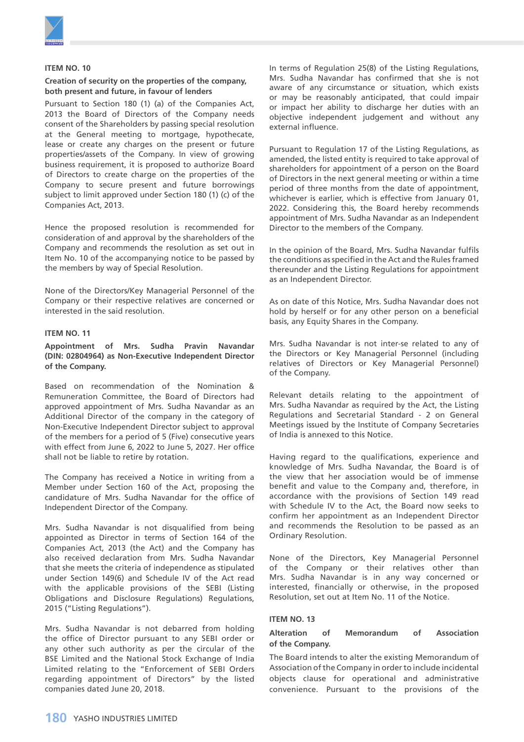### ITEM NO. 10

**Creation of security on the properties of the company, both present and future, in favour of lenders**

Pursuant to Section 180 (1) (a) of the Companies Act, 2013 the Board of Directors of the Company needs consent of the Shareholders by passing special resolution at the General meeting to mortgage, hypothecate, lease or create any charges on the present or future properties/assets of the Company. In view of growing business requirement, it is proposed to authorize Board of Directors to create charge on the properties of the Company to secure present and future borrowings subject to limit approved under Section 180 (1) (c) of the Companies Act, 2013.

Hence the proposed resolution is recommended for consideration of and approval by the shareholders of the Company and recommends the resolution as set out in Item No. 10 of the accompanying notice to be passed by the members by way of Special Resolution.

None of the Directors/Key Managerial Personnel of the Company or their respective relatives are concerned or interested in the said resolution.

### ITEM NO. 11

**Appointment of Mrs. Sudha Pravin Navandar (DIN: 02804964) as Non-Executive Independent Director of the Company.**

Based on recommendation of the Nomination & Remuneration Committee, the Board of Directors had approved appointment of Mrs. Sudha Navandar as an Additional Director of the company in the category of Non-Executive Independent Director subject to approval of the members for a period of 5 (Five) consecutive years with effect from June 6, 2022 to June 5, 2027. Her office shall not be liable to retire by rotation.

The Company has received a Notice in writing from a Member under Section 160 of the Act, proposing the candidature of Mrs. Sudha Navandar for the office of Independent Director of the Company.

Mrs. Sudha Navandar is not disqualified from being appointed as Director in terms of Section 164 of the Companies Act, 2013 (the Act) and the Company has also received declaration from Mrs. Sudha Navandar that she meets the criteria of independence as stipulated under Section 149(6) and Schedule IV of the Act read with the applicable provisions of the SEBI (Listing Obligations and Disclosure Regulations) Regulations, 2015 ("Listing Regulations").

Mrs. Sudha Navandar is not debarred from holding the office of Director pursuant to any SEBI order or any other such authority as per the circular of the BSE Limited and the National Stock Exchange of India Limited relating to the "Enforcement of SEBI Orders regarding appointment of Directors" by the listed companies dated June 20, 2018.

In terms of Regulation 25(8) of the Listing Regulations, Mrs. Sudha Navandar has confirmed that she is not aware of any circumstance or situation, which exists or may be reasonably anticipated, that could impair or impact her ability to discharge her duties with an objective independent judgement and without any external influence.

Pursuant to Regulation 17 of the Listing Regulations, as amended, the listed entity is required to take approval of shareholders for appointment of a person on the Board of Directors in the next general meeting or within a time period of three months from the date of appointment, whichever is earlier, which is effective from January 01, 2022. Considering this, the Board hereby recommends appointment of Mrs. Sudha Navandar as an Independent Director to the members of the Company.

In the opinion of the Board, Mrs. Sudha Navandar fulfils the conditions as specified in the Act and the Rules framed thereunder and the Listing Regulations for appointment as an Independent Director.

As on date of this Notice, Mrs. Sudha Navandar does not hold by herself or for any other person on a beneficial basis, any Equity Shares in the Company.

Mrs. Sudha Navandar is not inter-se related to any of the Directors or Key Managerial Personnel (including relatives of Directors or Key Managerial Personnel) of the Company.

Relevant details relating to the appointment of Mrs. Sudha Navandar as required by the Act, the Listing Regulations and Secretarial Standard - 2 on General Meetings issued by the Institute of Company Secretaries of India is annexed to this Notice.

Having regard to the qualifications, experience and knowledge of Mrs. Sudha Navandar, the Board is of the view that her association would be of immense benefit and value to the Company and, therefore, in accordance with the provisions of Section 149 read with Schedule IV to the Act, the Board now seeks to confirm her appointment as an Independent Director and recommends the Resolution to be passed as an Ordinary Resolution.

None of the Directors, Key Managerial Personnel of the Company or their relatives other than Mrs. Sudha Navandar is in any way concerned or interested, financially or otherwise, in the proposed Resolution, set out at Item No. 11 of the Notice.

### ITEM NO. 13

**Alteration of Memorandum of Association of the Company.**

The Board intends to alter the existing Memorandum of Association of the Company in order to include incidental objects clause for operational and administrative convenience. Pursuant to the provisions of the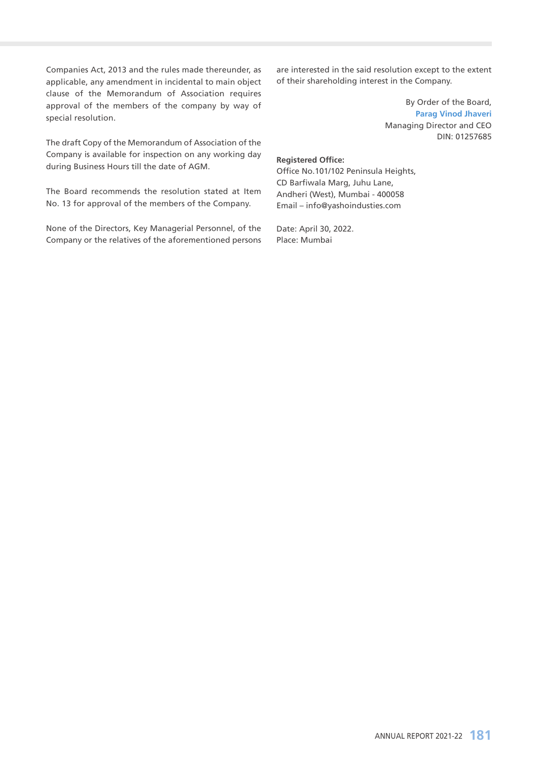Companies Act, 2013 and the rules made thereunder, as applicable, any amendment in incidental to main object clause of the Memorandum of Association requires approval of the members of the company by way of special resolution.

The draft Copy of the Memorandum of Association of the Company is available for inspection on any working day during Business Hours till the date of AGM.

The Board recommends the resolution stated at Item No. 13 for approval of the members of the Company.

None of the Directors, Key Managerial Personnel, of the Company or the relatives of the aforementioned persons are interested in the said resolution except to the extent of their shareholding interest in the Company.

By Order of the Board,  
**Parag Vinod Jhaveri**  
Managing Director and CEO  
DIN: 01257685

**Registered Office:**  
Office No.101/102 Peninsula Heights,  
CD Barfiwala Marg, Juhu Lane,  
Andheri (West), Mumbai - 400058  
Email – info@yashoindusties.com

Date: April 30, 2022.  
Place: Mumbai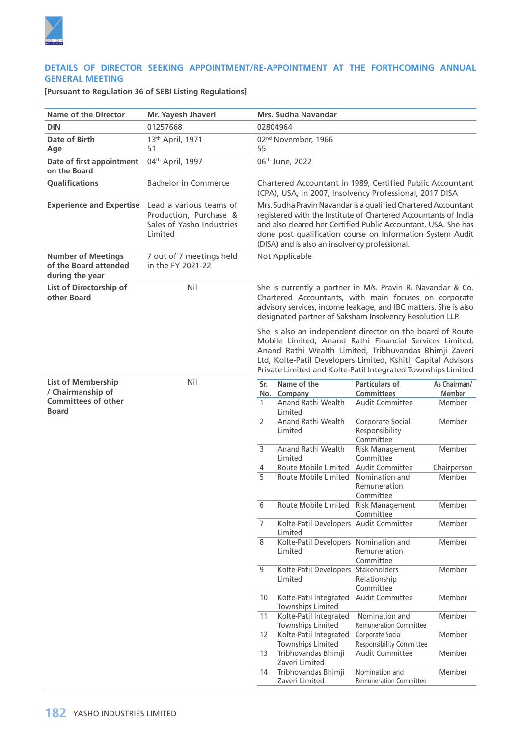## DETAILS OF DIRECTOR SEEKING APPOINTMENT/RE-APPOINTMENT AT THE FORTHCOMING ANNUAL GENERAL MEETING

**[Pursuant to Regulation 36 of SEBI Listing Regulations]**

| Name of the Director | Mr. Yayesh Jhaveri | Mrs. Sudha Navandar |
|---|---|---|
| **DIN** | 01257668 | 02804964 |
| **Date of Birth**<br>**Age** | 13th April, 1971<br>51 | 02nd November, 1966<br>55 |
| **Date of first appointment on the Board** | 04th April, 1997 | 06th June, 2022 |
| **Qualifications** | Bachelor in Commerce | Chartered Accountant in 1989, Certified Public Accountant (CPA), USA, in 2007, Insolvency Professional, 2017 DISA |
| **Experience and Expertise** | Lead a various teams of Production, Purchase & Sales of Yasho Industries Limited | Mrs. Sudha Pravin Navandar is a qualified Chartered Accountant registered with the Institute of Chartered Accountants of India and also cleared her Certified Public Accountant, USA. She has done post qualification course on Information System Audit (DISA) and is also an insolvency professional. |
| **Number of Meetings of the Board attended during the year** | 7 out of 7 meetings held in the FY 2021-22 | Not Applicable |
| **List of Directorship of other Board** | Nil | She is currently a partner in M/s. Pravin R. Navandar & Co. Chartered Accountants, with main focuses on corporate advisory services, income leakage, and IBC matters. She is also designated partner of Saksham Insolvency Resolution LLP.<br><br>She is also an independent director on the board of Route Mobile Limited, Anand Rathi Financial Services Limited, Anand Rathi Wealth Limited, Tribhuvandas Bhimji Zaveri Ltd, Kolte-Patil Developers Limited, Kshitij Capital Advisors Private Limited and Kolte-Patil Integrated Townships Limited |
| **List of Membership / Chairmanship of Committees of other Board** | Nil | See table below |

**Mrs. Sudha Navandar – List of Membership / Chairmanship of Committees of other Board:**

| Sr. No. | Name of the Company | Particulars of Committees | As Chairman/ Member |
|---|---|---|---|
| 1 | Anand Rathi Wealth Limited | Audit Committee | Member |
| 2 | Anand Rathi Wealth Limited | Corporate Social Responsibility Committee | Member |
| 3 | Anand Rathi Wealth Limited | Risk Management Committee | Member |
| 4 | Route Mobile Limited | Audit Committee | Chairperson |
| 5 | Route Mobile Limited | Nomination and Remuneration Committee | Member |
| 6 | Route Mobile Limited | Risk Management Committee | Member |
| 7 | Kolte-Patil Developers Limited | Audit Committee | Member |
| 8 | Kolte-Patil Developers Limited | Nomination and Remuneration Committee | Member |
| 9 | Kolte-Patil Developers Limited | Stakeholders Relationship Committee | Member |
| 10 | Kolte-Patil Integrated Townships Limited | Audit Committee | Member |
| 11 | Kolte-Patil Integrated Townships Limited | Nomination and Remuneration Committee | Member |
| 12 | Kolte-Patil Integrated Townships Limited | Corporate Social Responsibility Committee | Member |
| 13 | Tribhovandas Bhimji Zaveri Limited | Audit Committee | Member |
| 14 | Tribhovandas Bhimji Zaveri Limited | Nomination and Remuneration Committee | Member |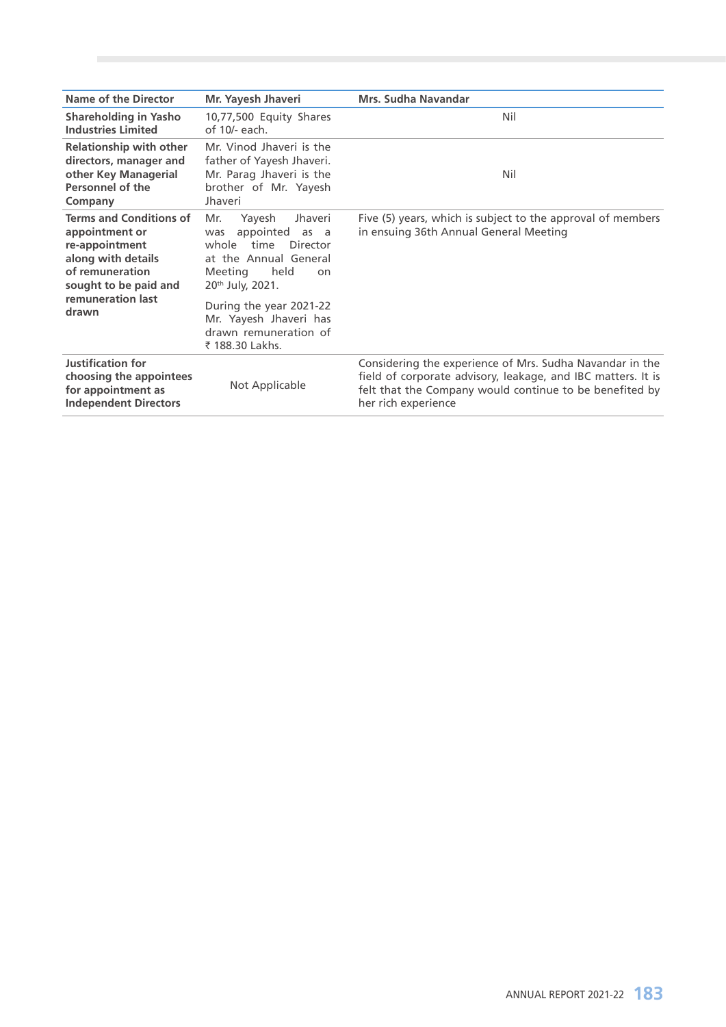| Name of the Director | Mr. Yayesh Jhaveri | Mrs. Sudha Navandar |
|---|---|---|
| **Shareholding in Yasho Industries Limited** | 10,77,500 Equity Shares of 10/- each. | Nil |
| **Relationship with other directors, manager and other Key Managerial Personnel of the Company** | Mr. Vinod Jhaveri is the father of Yayesh Jhaveri. Mr. Parag Jhaveri is the brother of Mr. Yayesh Jhaveri | Nil |
| **Terms and Conditions of appointment or re-appointment along with details of remuneration sought to be paid and remuneration last drawn** | Mr. Yayesh Jhaveri was appointed as a whole time Director at the Annual General Meeting held on 20th July, 2021. During the year 2021-22 Mr. Yayesh Jhaveri has drawn remuneration of ₹ 188.30 Lakhs. | Five (5) years, which is subject to the approval of members in ensuing 36th Annual General Meeting |
| **Justification for choosing the appointees for appointment as Independent Directors** | Not Applicable | Considering the experience of Mrs. Sudha Navandar in the field of corporate advisory, leakage, and IBC matters. It is felt that the Company would continue to be benefited by her rich experience |